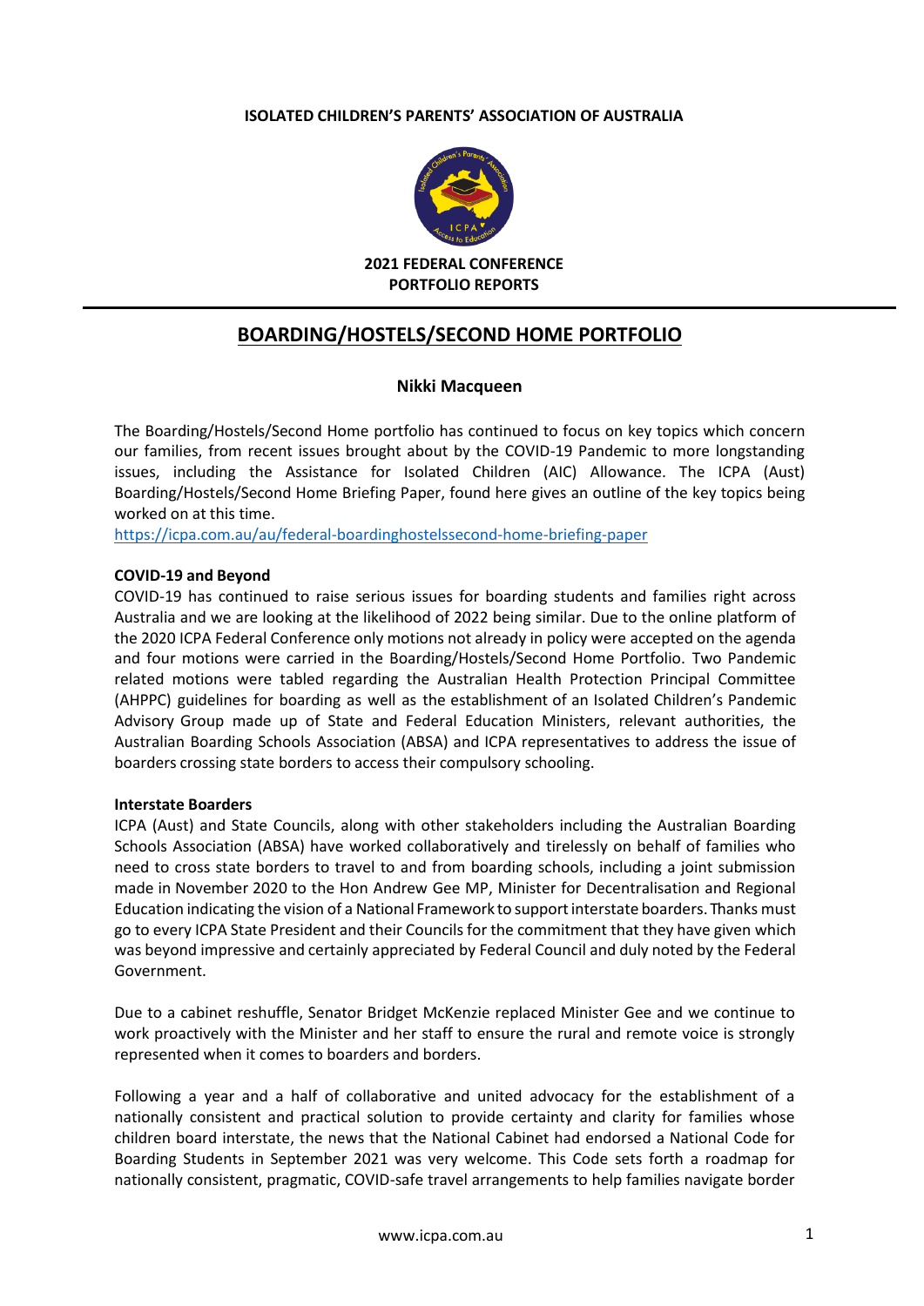**ISOLATED CHILDREN'S PARENTS' ASSOCIATION OF AUSTRALIA**

**2021 FEDERAL CONFERENCE**
**PORTFOLIO REPORTS**

# BOARDING/HOSTELS/SECOND HOME PORTFOLIO

**Nikki Macqueen**

The Boarding/Hostels/Second Home portfolio has continued to focus on key topics which concern our families, from recent issues brought about by the COVID-19 Pandemic to more longstanding issues, including the Assistance for Isolated Children (AIC) Allowance. The ICPA (Aust) Boarding/Hostels/Second Home Briefing Paper, found here gives an outline of the key topics being worked on at this time.
https://icpa.com.au/au/federal-boardinghostelssecond-home-briefing-paper

**COVID-19 and Beyond**

COVID-19 has continued to raise serious issues for boarding students and families right across Australia and we are looking at the likelihood of 2022 being similar. Due to the online platform of the 2020 ICPA Federal Conference only motions not already in policy were accepted on the agenda and four motions were carried in the Boarding/Hostels/Second Home Portfolio. Two Pandemic related motions were tabled regarding the Australian Health Protection Principal Committee (AHPPC) guidelines for boarding as well as the establishment of an Isolated Children's Pandemic Advisory Group made up of State and Federal Education Ministers, relevant authorities, the Australian Boarding Schools Association (ABSA) and ICPA representatives to address the issue of boarders crossing state borders to access their compulsory schooling.

**Interstate Boarders**

ICPA (Aust) and State Councils, along with other stakeholders including the Australian Boarding Schools Association (ABSA) have worked collaboratively and tirelessly on behalf of families who need to cross state borders to travel to and from boarding schools, including a joint submission made in November 2020 to the Hon Andrew Gee MP, Minister for Decentralisation and Regional Education indicating the vision of a National Framework to support interstate boarders. Thanks must go to every ICPA State President and their Councils for the commitment that they have given which was beyond impressive and certainly appreciated by Federal Council and duly noted by the Federal Government.

Due to a cabinet reshuffle, Senator Bridget McKenzie replaced Minister Gee and we continue to work proactively with the Minister and her staff to ensure the rural and remote voice is strongly represented when it comes to boarders and borders.

Following a year and a half of collaborative and united advocacy for the establishment of a nationally consistent and practical solution to provide certainty and clarity for families whose children board interstate, the news that the National Cabinet had endorsed a National Code for Boarding Students in September 2021 was very welcome. This Code sets forth a roadmap for nationally consistent, pragmatic, COVID-safe travel arrangements to help families navigate border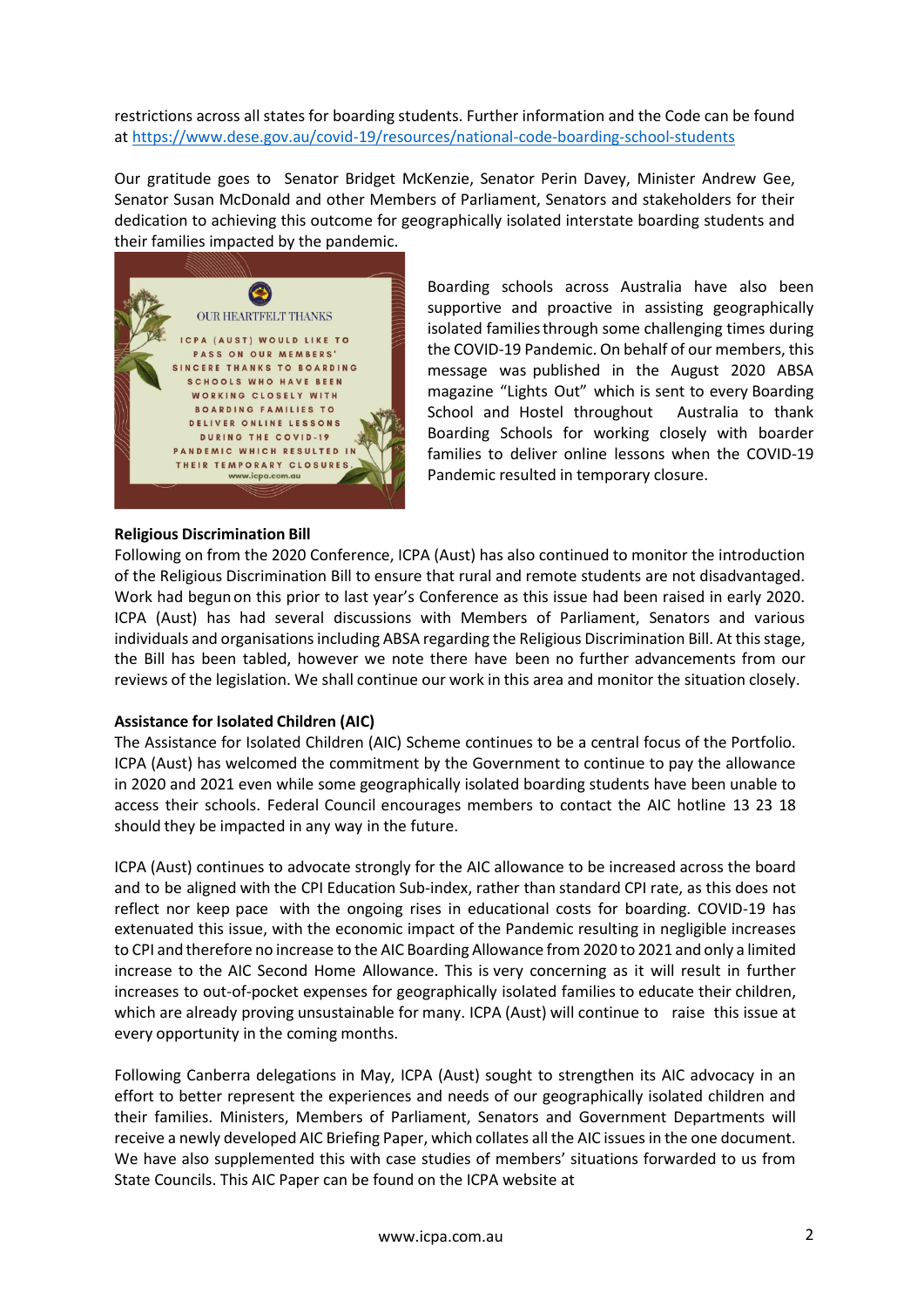restrictions across all states for boarding students. Further information and the Code can be found at https://www.dese.gov.au/covid-19/resources/national-code-boarding-school-students

Our gratitude goes to Senator Bridget McKenzie, Senator Perin Davey, Minister Andrew Gee, Senator Susan McDonald and other Members of Parliament, Senators and stakeholders for their dedication to achieving this outcome for geographically isolated interstate boarding students and their families impacted by the pandemic.

Boarding schools across Australia have also been supportive and proactive in assisting geographically isolated families through some challenging times during the COVID-19 Pandemic. On behalf of our members, this message was published in the August 2020 ABSA magazine "Lights Out" which is sent to every Boarding School and Hostel throughout Australia to thank Boarding Schools for working closely with boarder families to deliver online lessons when the COVID-19 Pandemic resulted in temporary closure.

**Religious Discrimination Bill**

Following on from the 2020 Conference, ICPA (Aust) has also continued to monitor the introduction of the Religious Discrimination Bill to ensure that rural and remote students are not disadvantaged. Work had begun on this prior to last year's Conference as this issue had been raised in early 2020. ICPA (Aust) has had several discussions with Members of Parliament, Senators and various individuals and organisations including ABSA regarding the Religious Discrimination Bill. At this stage, the Bill has been tabled, however we note there have been no further advancements from our reviews of the legislation. We shall continue our work in this area and monitor the situation closely.

**Assistance for Isolated Children (AIC)**

The Assistance for Isolated Children (AIC) Scheme continues to be a central focus of the Portfolio. ICPA (Aust) has welcomed the commitment by the Government to continue to pay the allowance in 2020 and 2021 even while some geographically isolated boarding students have been unable to access their schools. Federal Council encourages members to contact the AIC hotline 13 23 18 should they be impacted in any way in the future.

ICPA (Aust) continues to advocate strongly for the AIC allowance to be increased across the board and to be aligned with the CPI Education Sub-index, rather than standard CPI rate, as this does not reflect nor keep pace with the ongoing rises in educational costs for boarding. COVID-19 has extenuated this issue, with the economic impact of the Pandemic resulting in negligible increases to CPI and therefore no increase to the AIC Boarding Allowance from 2020 to 2021 and only a limited increase to the AIC Second Home Allowance. This is very concerning as it will result in further increases to out-of-pocket expenses for geographically isolated families to educate their children, which are already proving unsustainable for many. ICPA (Aust) will continue to raise this issue at every opportunity in the coming months.

Following Canberra delegations in May, ICPA (Aust) sought to strengthen its AIC advocacy in an effort to better represent the experiences and needs of our geographically isolated children and their families. Ministers, Members of Parliament, Senators and Government Departments will receive a newly developed AIC Briefing Paper, which collates all the AIC issues in the one document. We have also supplemented this with case studies of members' situations forwarded to us from State Councils. This AIC Paper can be found on the ICPA website at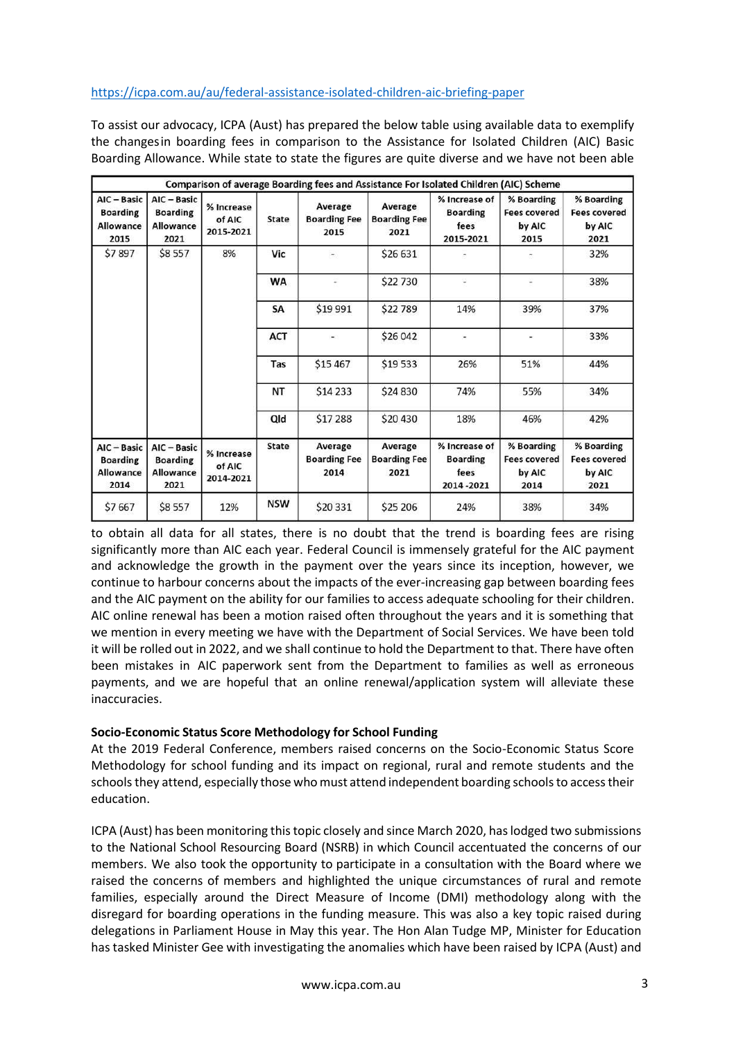https://icpa.com.au/au/federal-assistance-isolated-children-aic-briefing-paper

To assist our advocacy, ICPA (Aust) has prepared the below table using available data to exemplify the changes in boarding fees in comparison to the Assistance for Isolated Children (AIC) Basic Boarding Allowance. While state to state the figures are quite diverse and we have not been able to obtain all data for all states, there is no doubt that the trend is boarding fees are rising significantly more than AIC each year. Federal Council is immensely grateful for the AIC payment and acknowledge the growth in the payment over the years since its inception, however, we continue to harbour concerns about the impacts of the ever-increasing gap between boarding fees and the AIC payment on the ability for our families to access adequate schooling for their children.

| Comparison of average Boarding fees and Assistance For Isolated Children (AIC) Scheme | | | | | | | | |
|---|---|---|---|---|---|---|---|---|
| AIC – Basic Boarding Allowance 2015 | AIC – Basic Boarding Allowance 2021 | % Increase of AIC 2015-2021 | State | Average Boarding Fee 2015 | Average Boarding Fee 2021 | % Increase of Boarding fees 2015-2021 | % Boarding Fees covered by AIC 2015 | % Boarding Fees covered by AIC 2021 |
| $7 897 | $8 557 | 8% | Vic | - | $26 631 | - | - | 32% |
| | | | WA | - | $22 730 | - | - | 38% |
| | | | SA | $19 991 | $22 789 | 14% | 39% | 37% |
| | | | ACT | - | $26 042 | - | - | 33% |
| | | | Tas | $15 467 | $19 533 | 26% | 51% | 44% |
| | | | NT | $14 233 | $24 830 | 74% | 55% | 34% |
| | | | Qld | $17 288 | $20 430 | 18% | 46% | 42% |
| AIC – Basic Boarding Allowance 2014 | AIC – Basic Boarding Allowance 2021 | % Increase of AIC 2014-2021 | State | Average Boarding Fee 2014 | Average Boarding Fee 2021 | % Increase of Boarding fees 2014-2021 | % Boarding Fees covered by AIC 2014 | % Boarding Fees covered by AIC 2021 |
| $7 667 | $8 557 | 12% | NSW | $20 331 | $25 206 | 24% | 38% | 34% |

AIC online renewal has been a motion raised often throughout the years and it is something that we mention in every meeting we have with the Department of Social Services. We have been told it will be rolled out in 2022, and we shall continue to hold the Department to that. There have often been mistakes in AIC paperwork sent from the Department to families as well as erroneous payments, and we are hopeful that an online renewal/application system will alleviate these inaccuracies.

**Socio-Economic Status Score Methodology for School Funding**

At the 2019 Federal Conference, members raised concerns on the Socio-Economic Status Score Methodology for school funding and its impact on regional, rural and remote students and the schools they attend, especially those who must attend independent boarding schools to access their education.

ICPA (Aust) has been monitoring this topic closely and since March 2020, has lodged two submissions to the National School Resourcing Board (NSRB) in which Council accentuated the concerns of our members. We also took the opportunity to participate in a consultation with the Board where we raised the concerns of members and highlighted the unique circumstances of rural and remote families, especially around the Direct Measure of Income (DMI) methodology along with the disregard for boarding operations in the funding measure. This was also a key topic raised during delegations in Parliament House in May this year. The Hon Alan Tudge MP, Minister for Education has tasked Minister Gee with investigating the anomalies which have been raised by ICPA (Aust) and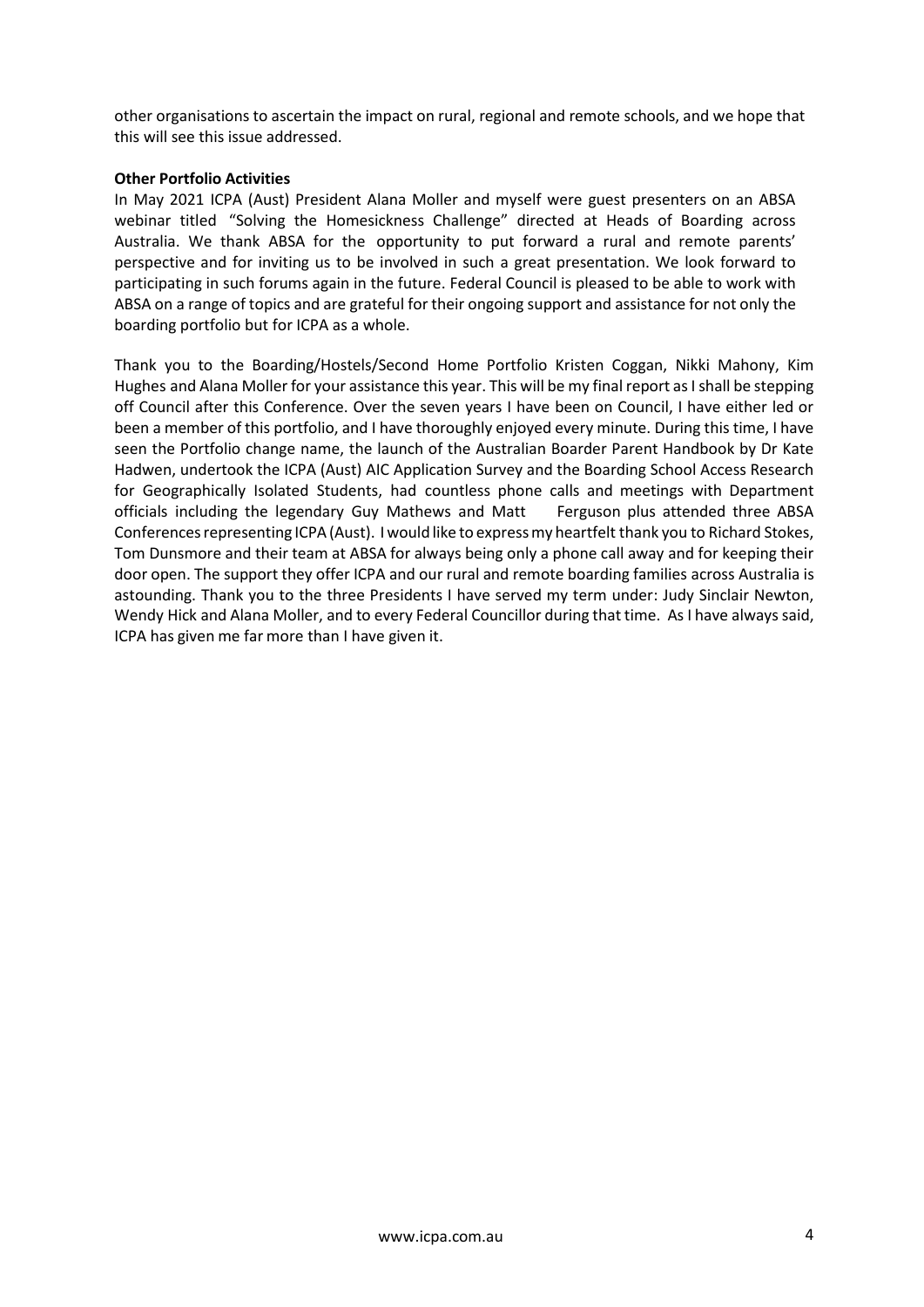other organisations to ascertain the impact on rural, regional and remote schools, and we hope that this will see this issue addressed.

**Other Portfolio Activities**

In May 2021 ICPA (Aust) President Alana Moller and myself were guest presenters on an ABSA webinar titled "Solving the Homesickness Challenge" directed at Heads of Boarding across Australia. We thank ABSA for the opportunity to put forward a rural and remote parents' perspective and for inviting us to be involved in such a great presentation. We look forward to participating in such forums again in the future. Federal Council is pleased to be able to work with ABSA on a range of topics and are grateful for their ongoing support and assistance for not only the boarding portfolio but for ICPA as a whole.

Thank you to the Boarding/Hostels/Second Home Portfolio Kristen Coggan, Nikki Mahony, Kim Hughes and Alana Moller for your assistance this year. This will be my final report as I shall be stepping off Council after this Conference. Over the seven years I have been on Council, I have either led or been a member of this portfolio, and I have thoroughly enjoyed every minute. During this time, I have seen the Portfolio change name, the launch of the Australian Boarder Parent Handbook by Dr Kate Hadwen, undertook the ICPA (Aust) AIC Application Survey and the Boarding School Access Research for Geographically Isolated Students, had countless phone calls and meetings with Department officials including the legendary Guy Mathews and Matt Ferguson plus attended three ABSA Conferences representing ICPA (Aust). I would like to express my heartfelt thank you to Richard Stokes, Tom Dunsmore and their team at ABSA for always being only a phone call away and for keeping their door open. The support they offer ICPA and our rural and remote boarding families across Australia is astounding. Thank you to the three Presidents I have served my term under: Judy Sinclair Newton, Wendy Hick and Alana Moller, and to every Federal Councillor during that time. As I have always said, ICPA has given me far more than I have given it.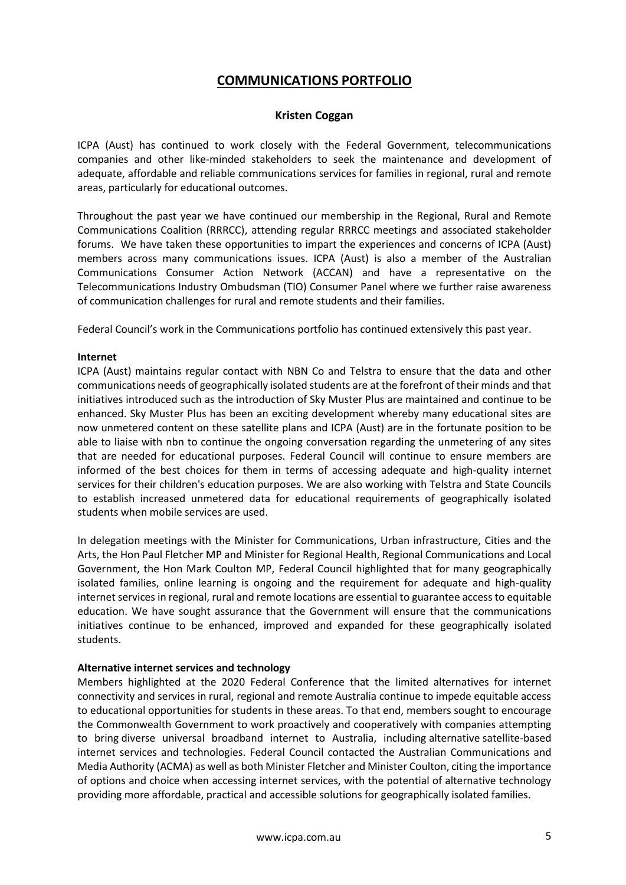# COMMUNICATIONS PORTFOLIO

**Kristen Coggan**

ICPA (Aust) has continued to work closely with the Federal Government, telecommunications companies and other like-minded stakeholders to seek the maintenance and development of adequate, affordable and reliable communications services for families in regional, rural and remote areas, particularly for educational outcomes.

Throughout the past year we have continued our membership in the Regional, Rural and Remote Communications Coalition (RRRCC), attending regular RRRCC meetings and associated stakeholder forums. We have taken these opportunities to impart the experiences and concerns of ICPA (Aust) members across many communications issues. ICPA (Aust) is also a member of the Australian Communications Consumer Action Network (ACCAN) and have a representative on the Telecommunications Industry Ombudsman (TIO) Consumer Panel where we further raise awareness of communication challenges for rural and remote students and their families.

Federal Council's work in the Communications portfolio has continued extensively this past year.

**Internet**

ICPA (Aust) maintains regular contact with NBN Co and Telstra to ensure that the data and other communications needs of geographically isolated students are at the forefront of their minds and that initiatives introduced such as the introduction of Sky Muster Plus are maintained and continue to be enhanced. Sky Muster Plus has been an exciting development whereby many educational sites are now unmetered content on these satellite plans and ICPA (Aust) are in the fortunate position to be able to liaise with nbn to continue the ongoing conversation regarding the unmetering of any sites that are needed for educational purposes. Federal Council will continue to ensure members are informed of the best choices for them in terms of accessing adequate and high-quality internet services for their children's education purposes. We are also working with Telstra and State Councils to establish increased unmetered data for educational requirements of geographically isolated students when mobile services are used.

In delegation meetings with the Minister for Communications, Urban infrastructure, Cities and the Arts, the Hon Paul Fletcher MP and Minister for Regional Health, Regional Communications and Local Government, the Hon Mark Coulton MP, Federal Council highlighted that for many geographically isolated families, online learning is ongoing and the requirement for adequate and high-quality internet services in regional, rural and remote locations are essential to guarantee access to equitable education. We have sought assurance that the Government will ensure that the communications initiatives continue to be enhanced, improved and expanded for these geographically isolated students.

**Alternative internet services and technology**

Members highlighted at the 2020 Federal Conference that the limited alternatives for internet connectivity and services in rural, regional and remote Australia continue to impede equitable access to educational opportunities for students in these areas. To that end, members sought to encourage the Commonwealth Government to work proactively and cooperatively with companies attempting to bring diverse universal broadband internet to Australia, including alternative satellite-based internet services and technologies. Federal Council contacted the Australian Communications and Media Authority (ACMA) as well as both Minister Fletcher and Minister Coulton, citing the importance of options and choice when accessing internet services, with the potential of alternative technology providing more affordable, practical and accessible solutions for geographically isolated families.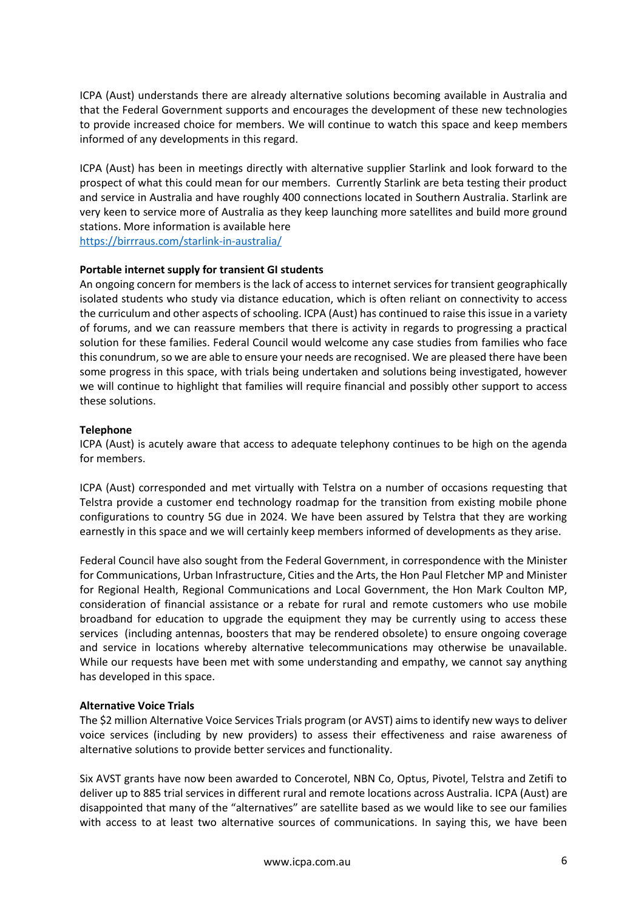ICPA (Aust) understands there are already alternative solutions becoming available in Australia and that the Federal Government supports and encourages the development of these new technologies to provide increased choice for members. We will continue to watch this space and keep members informed of any developments in this regard.

ICPA (Aust) has been in meetings directly with alternative supplier Starlink and look forward to the prospect of what this could mean for our members. Currently Starlink are beta testing their product and service in Australia and have roughly 400 connections located in Southern Australia. Starlink are very keen to service more of Australia as they keep launching more satellites and build more ground stations. More information is available here
https://birrraus.com/starlink-in-australia/

**Portable internet supply for transient GI students**

An ongoing concern for members is the lack of access to internet services for transient geographically isolated students who study via distance education, which is often reliant on connectivity to access the curriculum and other aspects of schooling. ICPA (Aust) has continued to raise this issue in a variety of forums, and we can reassure members that there is activity in regards to progressing a practical solution for these families. Federal Council would welcome any case studies from families who face this conundrum, so we are able to ensure your needs are recognised. We are pleased there have been some progress in this space, with trials being undertaken and solutions being investigated, however we will continue to highlight that families will require financial and possibly other support to access these solutions.

**Telephone**

ICPA (Aust) is acutely aware that access to adequate telephony continues to be high on the agenda for members.

ICPA (Aust) corresponded and met virtually with Telstra on a number of occasions requesting that Telstra provide a customer end technology roadmap for the transition from existing mobile phone configurations to country 5G due in 2024. We have been assured by Telstra that they are working earnestly in this space and we will certainly keep members informed of developments as they arise.

Federal Council have also sought from the Federal Government, in correspondence with the Minister for Communications, Urban Infrastructure, Cities and the Arts, the Hon Paul Fletcher MP and Minister for Regional Health, Regional Communications and Local Government, the Hon Mark Coulton MP, consideration of financial assistance or a rebate for rural and remote customers who use mobile broadband for education to upgrade the equipment they may be currently using to access these services (including antennas, boosters that may be rendered obsolete) to ensure ongoing coverage and service in locations whereby alternative telecommunications may otherwise be unavailable. While our requests have been met with some understanding and empathy, we cannot say anything has developed in this space.

**Alternative Voice Trials**

The $2 million Alternative Voice Services Trials program (or AVST) aims to identify new ways to deliver voice services (including by new providers) to assess their effectiveness and raise awareness of alternative solutions to provide better services and functionality.

Six AVST grants have now been awarded to Concerotel, NBN Co, Optus, Pivotel, Telstra and Zetifi to deliver up to 885 trial services in different rural and remote locations across Australia. ICPA (Aust) are disappointed that many of the "alternatives" are satellite based as we would like to see our families with access to at least two alternative sources of communications. In saying this, we have been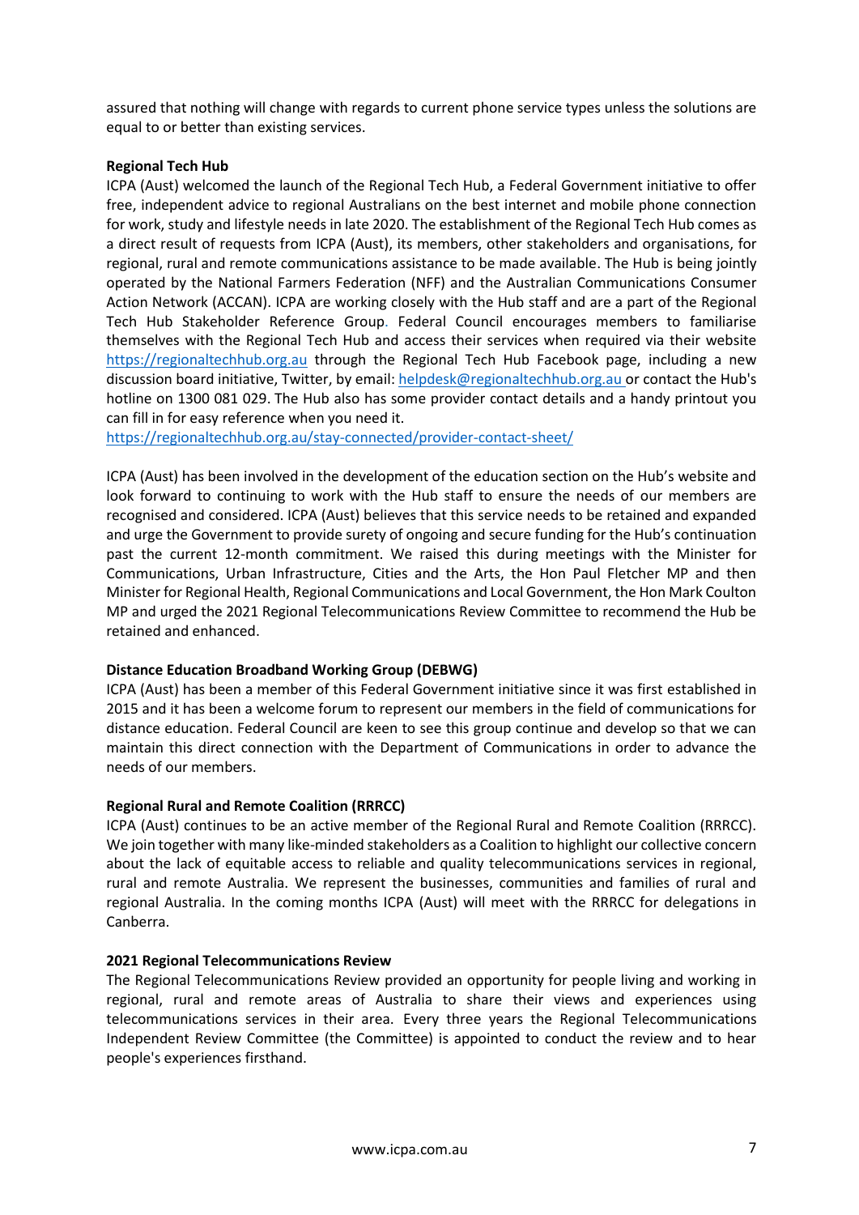assured that nothing will change with regards to current phone service types unless the solutions are equal to or better than existing services.

**Regional Tech Hub**

ICPA (Aust) welcomed the launch of the Regional Tech Hub, a Federal Government initiative to offer free, independent advice to regional Australians on the best internet and mobile phone connection for work, study and lifestyle needs in late 2020. The establishment of the Regional Tech Hub comes as a direct result of requests from ICPA (Aust), its members, other stakeholders and organisations, for regional, rural and remote communications assistance to be made available. The Hub is being jointly operated by the National Farmers Federation (NFF) and the Australian Communications Consumer Action Network (ACCAN). ICPA are working closely with the Hub staff and are a part of the Regional Tech Hub Stakeholder Reference Group. Federal Council encourages members to familiarise themselves with the Regional Tech Hub and access their services when required via their website https://regionaltechhub.org.au through the Regional Tech Hub Facebook page, including a new discussion board initiative, Twitter, by email: helpdesk@regionaltechhub.org.au or contact the Hub's hotline on 1300 081 029. The Hub also has some provider contact details and a handy printout you can fill in for easy reference when you need it.
https://regionaltechhub.org.au/stay-connected/provider-contact-sheet/

ICPA (Aust) has been involved in the development of the education section on the Hub's website and look forward to continuing to work with the Hub staff to ensure the needs of our members are recognised and considered. ICPA (Aust) believes that this service needs to be retained and expanded and urge the Government to provide surety of ongoing and secure funding for the Hub's continuation past the current 12-month commitment. We raised this during meetings with the Minister for Communications, Urban Infrastructure, Cities and the Arts, the Hon Paul Fletcher MP and then Minister for Regional Health, Regional Communications and Local Government, the Hon Mark Coulton MP and urged the 2021 Regional Telecommunications Review Committee to recommend the Hub be retained and enhanced.

**Distance Education Broadband Working Group (DEBWG)**

ICPA (Aust) has been a member of this Federal Government initiative since it was first established in 2015 and it has been a welcome forum to represent our members in the field of communications for distance education. Federal Council are keen to see this group continue and develop so that we can maintain this direct connection with the Department of Communications in order to advance the needs of our members.

**Regional Rural and Remote Coalition (RRRCC)**

ICPA (Aust) continues to be an active member of the Regional Rural and Remote Coalition (RRRCC). We join together with many like-minded stakeholders as a Coalition to highlight our collective concern about the lack of equitable access to reliable and quality telecommunications services in regional, rural and remote Australia. We represent the businesses, communities and families of rural and regional Australia. In the coming months ICPA (Aust) will meet with the RRRCC for delegations in Canberra.

**2021 Regional Telecommunications Review**

The Regional Telecommunications Review provided an opportunity for people living and working in regional, rural and remote areas of Australia to share their views and experiences using telecommunications services in their area. Every three years the Regional Telecommunications Independent Review Committee (the Committee) is appointed to conduct the review and to hear people's experiences firsthand.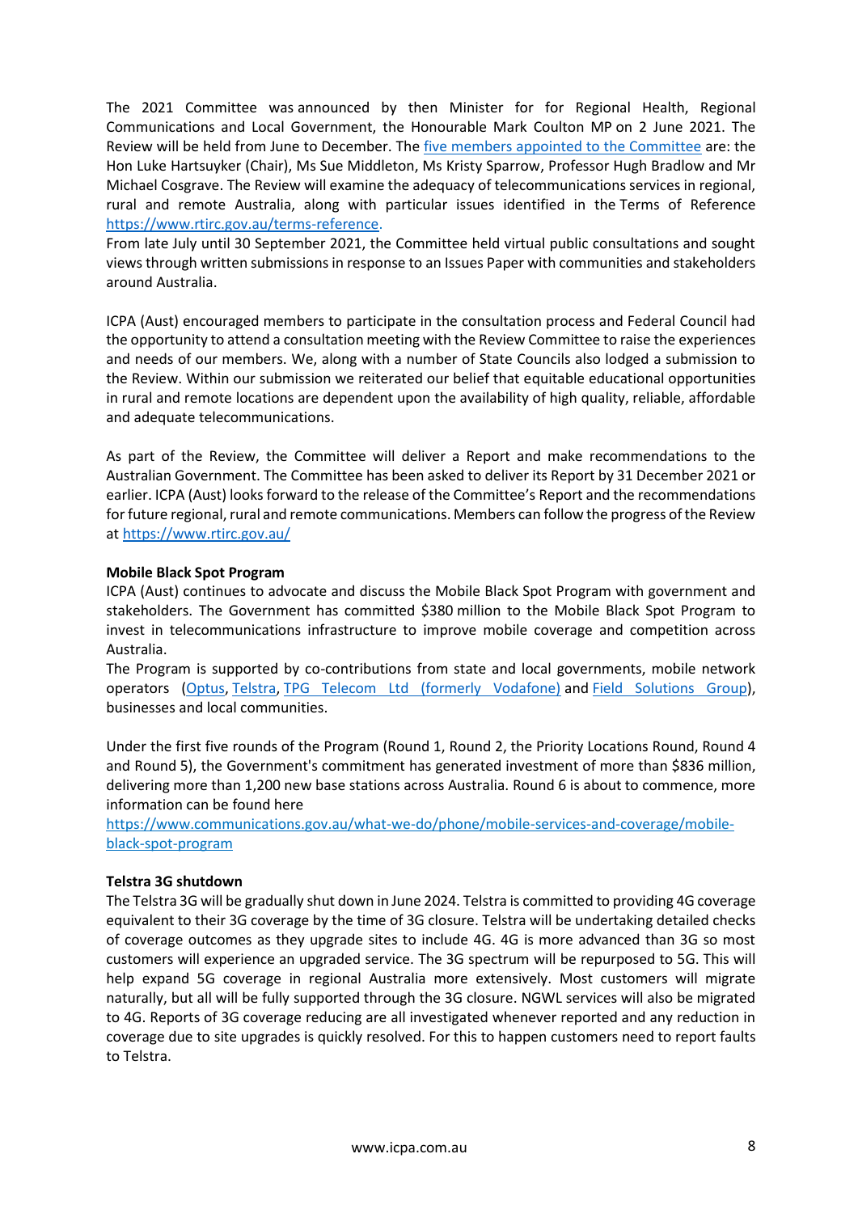The 2021 Committee was announced by then Minister for for Regional Health, Regional Communications and Local Government, the Honourable Mark Coulton MP on 2 June 2021. The Review will be held from June to December. The [five members appointed to the Committee]() are: the Hon Luke Hartsuyker (Chair), Ms Sue Middleton, Ms Kristy Sparrow, Professor Hugh Bradlow and Mr Michael Cosgrave. The Review will examine the adequacy of telecommunications services in regional, rural and remote Australia, along with particular issues identified in the Terms of Reference https://www.rtirc.gov.au/terms-reference.
From late July until 30 September 2021, the Committee held virtual public consultations and sought views through written submissions in response to an Issues Paper with communities and stakeholders around Australia.

ICPA (Aust) encouraged members to participate in the consultation process and Federal Council had the opportunity to attend a consultation meeting with the Review Committee to raise the experiences and needs of our members. We, along with a number of State Councils also lodged a submission to the Review. Within our submission we reiterated our belief that equitable educational opportunities in rural and remote locations are dependent upon the availability of high quality, reliable, affordable and adequate telecommunications.

As part of the Review, the Committee will deliver a Report and make recommendations to the Australian Government. The Committee has been asked to deliver its Report by 31 December 2021 or earlier. ICPA (Aust) looks forward to the release of the Committee's Report and the recommendations for future regional, rural and remote communications. Members can follow the progress of the Review at https://www.rtirc.gov.au/

**Mobile Black Spot Program**
ICPA (Aust) continues to advocate and discuss the Mobile Black Spot Program with government and stakeholders. The Government has committed $380 million to the Mobile Black Spot Program to invest in telecommunications infrastructure to improve mobile coverage and competition across Australia.
The Program is supported by co-contributions from state and local governments, mobile network operators (Optus, Telstra, TPG Telecom Ltd (formerly Vodafone) and Field Solutions Group), businesses and local communities.

Under the first five rounds of the Program (Round 1, Round 2, the Priority Locations Round, Round 4 and Round 5), the Government's commitment has generated investment of more than $836 million, delivering more than 1,200 new base stations across Australia. Round 6 is about to commence, more information can be found here
https://www.communications.gov.au/what-we-do/phone/mobile-services-and-coverage/mobile-black-spot-program

**Telstra 3G shutdown**
The Telstra 3G will be gradually shut down in June 2024. Telstra is committed to providing 4G coverage equivalent to their 3G coverage by the time of 3G closure. Telstra will be undertaking detailed checks of coverage outcomes as they upgrade sites to include 4G. 4G is more advanced than 3G so most customers will experience an upgraded service. The 3G spectrum will be repurposed to 5G. This will help expand 5G coverage in regional Australia more extensively. Most customers will migrate naturally, but all will be fully supported through the 3G closure. NGWL services will also be migrated to 4G. Reports of 3G coverage reducing are all investigated whenever reported and any reduction in coverage due to site upgrades is quickly resolved. For this to happen customers need to report faults to Telstra.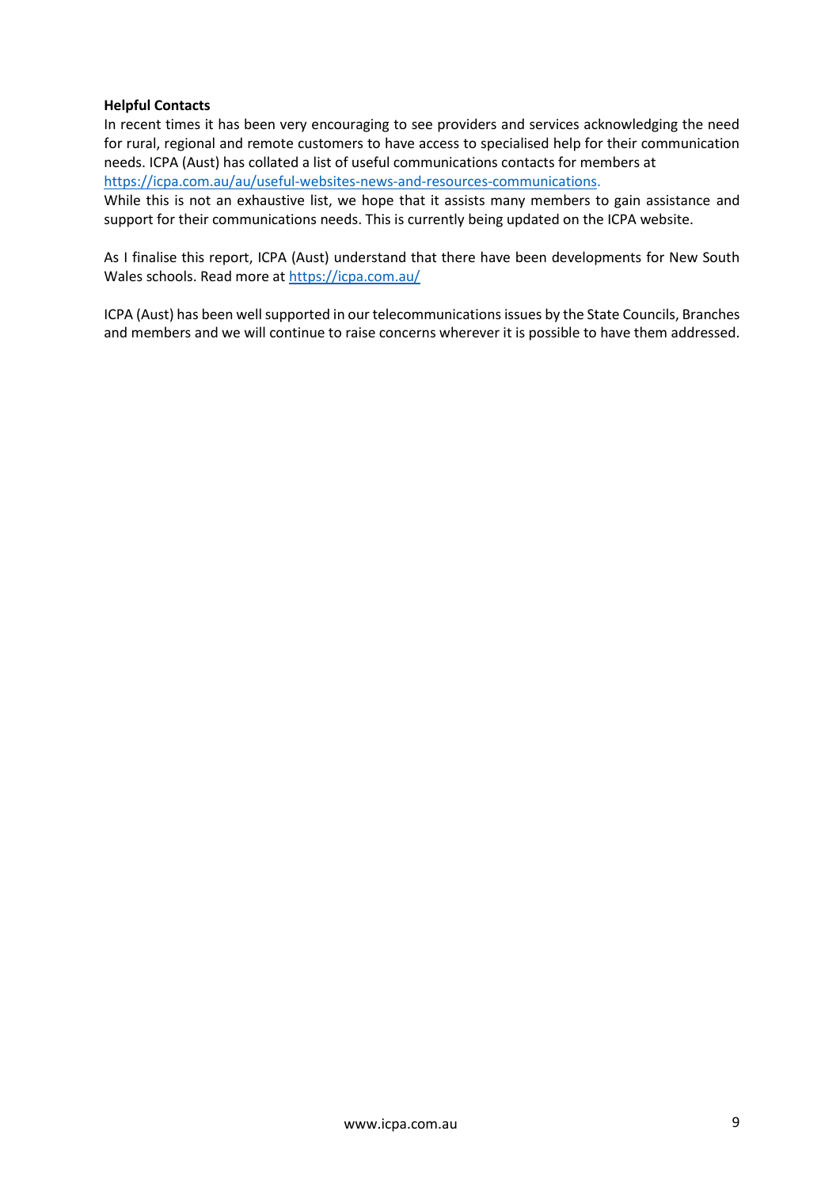**Helpful Contacts**

In recent times it has been very encouraging to see providers and services acknowledging the need for rural, regional and remote customers to have access to specialised help for their communication needs. ICPA (Aust) has collated a list of useful communications contacts for members at https://icpa.com.au/au/useful-websites-news-and-resources-communications.

While this is not an exhaustive list, we hope that it assists many members to gain assistance and support for their communications needs. This is currently being updated on the ICPA website.

As I finalise this report, ICPA (Aust) understand that there have been developments for New South Wales schools. Read more at https://icpa.com.au/

ICPA (Aust) has been well supported in our telecommunications issues by the State Councils, Branches and members and we will continue to raise concerns wherever it is possible to have them addressed.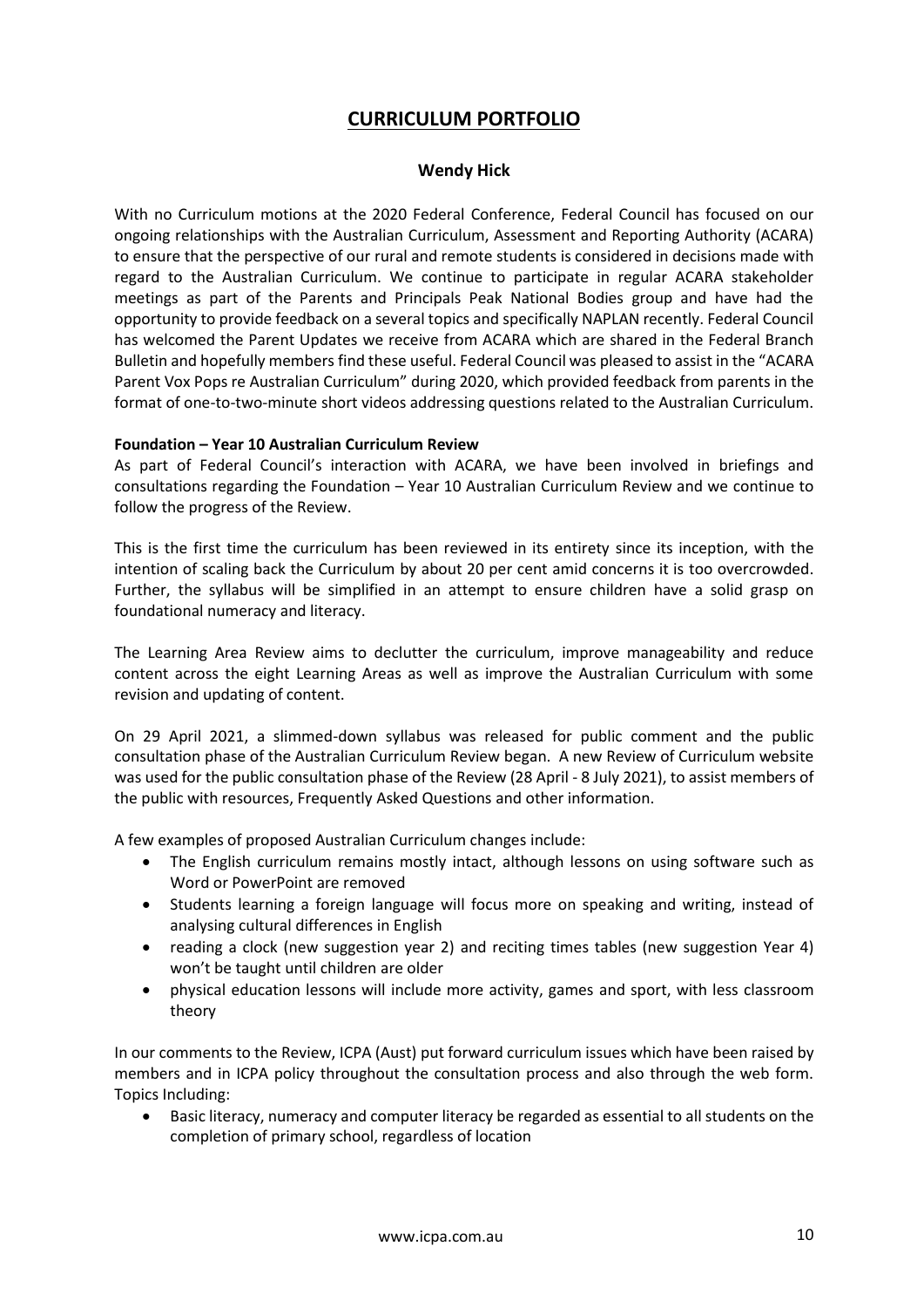# CURRICULUM PORTFOLIO

**Wendy Hick**

With no Curriculum motions at the 2020 Federal Conference, Federal Council has focused on our ongoing relationships with the Australian Curriculum, Assessment and Reporting Authority (ACARA) to ensure that the perspective of our rural and remote students is considered in decisions made with regard to the Australian Curriculum. We continue to participate in regular ACARA stakeholder meetings as part of the Parents and Principals Peak National Bodies group and have had the opportunity to provide feedback on a several topics and specifically NAPLAN recently. Federal Council has welcomed the Parent Updates we receive from ACARA which are shared in the Federal Branch Bulletin and hopefully members find these useful. Federal Council was pleased to assist in the "ACARA Parent Vox Pops re Australian Curriculum" during 2020, which provided feedback from parents in the format of one-to-two-minute short videos addressing questions related to the Australian Curriculum.

**Foundation – Year 10 Australian Curriculum Review**

As part of Federal Council's interaction with ACARA, we have been involved in briefings and consultations regarding the Foundation – Year 10 Australian Curriculum Review and we continue to follow the progress of the Review.

This is the first time the curriculum has been reviewed in its entirety since its inception, with the intention of scaling back the Curriculum by about 20 per cent amid concerns it is too overcrowded. Further, the syllabus will be simplified in an attempt to ensure children have a solid grasp on foundational numeracy and literacy.

The Learning Area Review aims to declutter the curriculum, improve manageability and reduce content across the eight Learning Areas as well as improve the Australian Curriculum with some revision and updating of content.

On 29 April 2021, a slimmed-down syllabus was released for public comment and the public consultation phase of the Australian Curriculum Review began. A new Review of Curriculum website was used for the public consultation phase of the Review (28 April - 8 July 2021), to assist members of the public with resources, Frequently Asked Questions and other information.

A few examples of proposed Australian Curriculum changes include:

- The English curriculum remains mostly intact, although lessons on using software such as Word or PowerPoint are removed
- Students learning a foreign language will focus more on speaking and writing, instead of analysing cultural differences in English
- reading a clock (new suggestion year 2) and reciting times tables (new suggestion Year 4) won't be taught until children are older
- physical education lessons will include more activity, games and sport, with less classroom theory

In our comments to the Review, ICPA (Aust) put forward curriculum issues which have been raised by members and in ICPA policy throughout the consultation process and also through the web form. Topics Including:

- Basic literacy, numeracy and computer literacy be regarded as essential to all students on the completion of primary school, regardless of location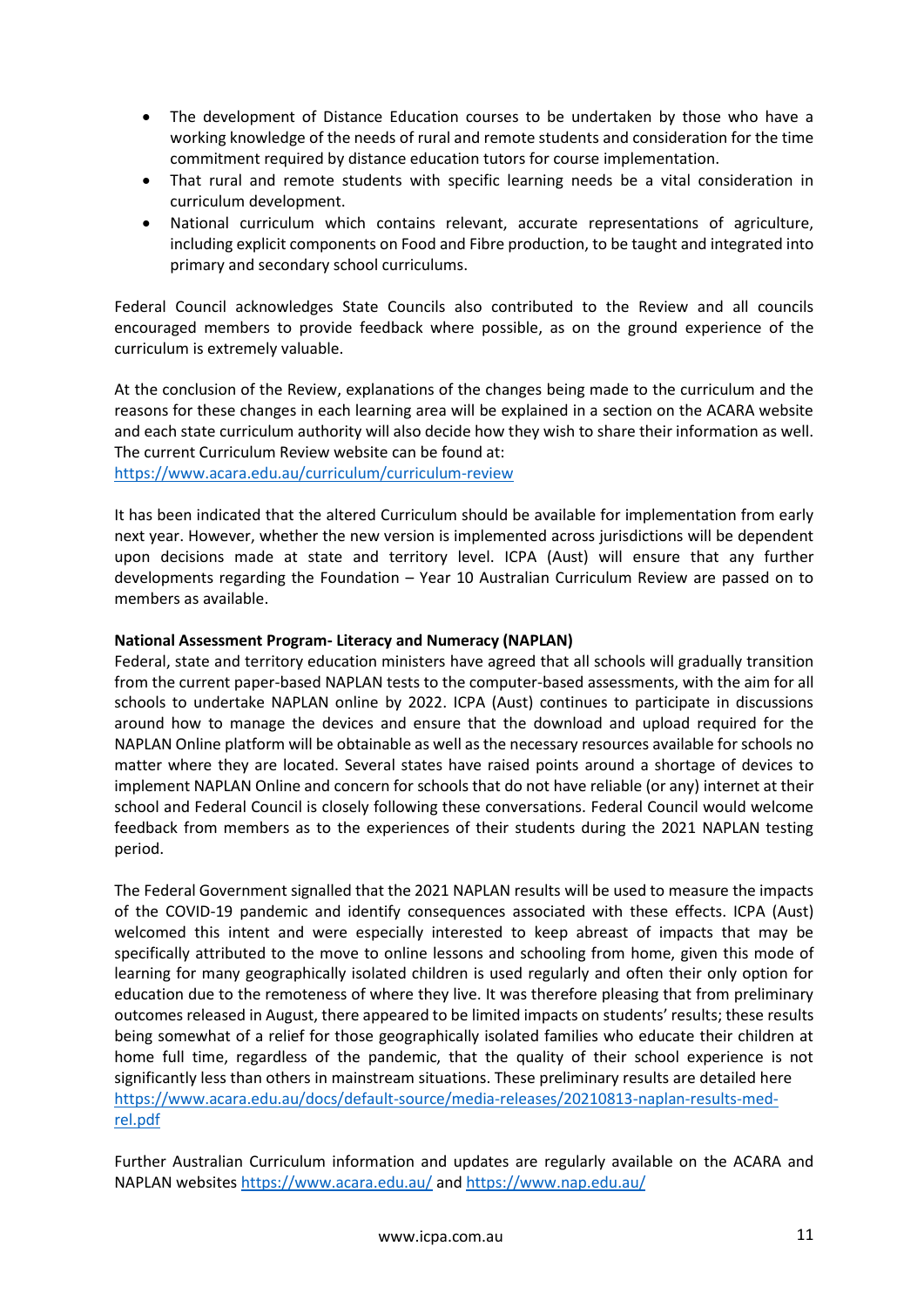- The development of Distance Education courses to be undertaken by those who have a working knowledge of the needs of rural and remote students and consideration for the time commitment required by distance education tutors for course implementation.
- That rural and remote students with specific learning needs be a vital consideration in curriculum development.
- National curriculum which contains relevant, accurate representations of agriculture, including explicit components on Food and Fibre production, to be taught and integrated into primary and secondary school curriculums.

Federal Council acknowledges State Councils also contributed to the Review and all councils encouraged members to provide feedback where possible, as on the ground experience of the curriculum is extremely valuable.

At the conclusion of the Review, explanations of the changes being made to the curriculum and the reasons for these changes in each learning area will be explained in a section on the ACARA website and each state curriculum authority will also decide how they wish to share their information as well. The current Curriculum Review website can be found at:
https://www.acara.edu.au/curriculum/curriculum-review

It has been indicated that the altered Curriculum should be available for implementation from early next year. However, whether the new version is implemented across jurisdictions will be dependent upon decisions made at state and territory level. ICPA (Aust) will ensure that any further developments regarding the Foundation – Year 10 Australian Curriculum Review are passed on to members as available.

**National Assessment Program- Literacy and Numeracy (NAPLAN)**

Federal, state and territory education ministers have agreed that all schools will gradually transition from the current paper-based NAPLAN tests to the computer-based assessments, with the aim for all schools to undertake NAPLAN online by 2022. ICPA (Aust) continues to participate in discussions around how to manage the devices and ensure that the download and upload required for the NAPLAN Online platform will be obtainable as well as the necessary resources available for schools no matter where they are located. Several states have raised points around a shortage of devices to implement NAPLAN Online and concern for schools that do not have reliable (or any) internet at their school and Federal Council is closely following these conversations. Federal Council would welcome feedback from members as to the experiences of their students during the 2021 NAPLAN testing period.

The Federal Government signalled that the 2021 NAPLAN results will be used to measure the impacts of the COVID-19 pandemic and identify consequences associated with these effects. ICPA (Aust) welcomed this intent and were especially interested to keep abreast of impacts that may be specifically attributed to the move to online lessons and schooling from home, given this mode of learning for many geographically isolated children is used regularly and often their only option for education due to the remoteness of where they live. It was therefore pleasing that from preliminary outcomes released in August, there appeared to be limited impacts on students' results; these results being somewhat of a relief for those geographically isolated families who educate their children at home full time, regardless of the pandemic, that the quality of their school experience is not significantly less than others in mainstream situations. These preliminary results are detailed here https://www.acara.edu.au/docs/default-source/media-releases/20210813-naplan-results-med-rel.pdf

Further Australian Curriculum information and updates are regularly available on the ACARA and NAPLAN websites https://www.acara.edu.au/ and https://www.nap.edu.au/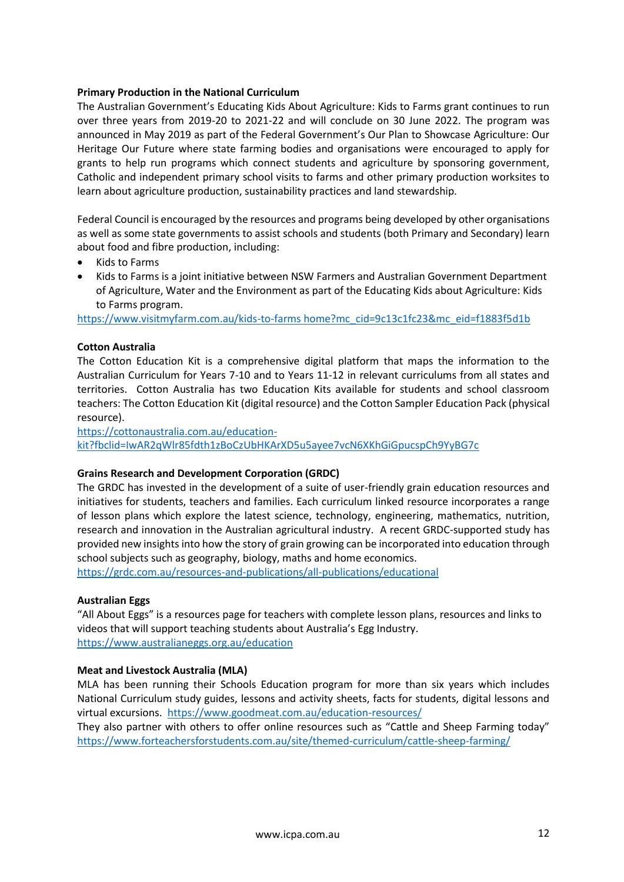**Primary Production in the National Curriculum**

The Australian Government's Educating Kids About Agriculture: Kids to Farms grant continues to run over three years from 2019-20 to 2021-22 and will conclude on 30 June 2022. The program was announced in May 2019 as part of the Federal Government's Our Plan to Showcase Agriculture: Our Heritage Our Future where state farming bodies and organisations were encouraged to apply for grants to help run programs which connect students and agriculture by sponsoring government, Catholic and independent primary school visits to farms and other primary production worksites to learn about agriculture production, sustainability practices and land stewardship.

Federal Council is encouraged by the resources and programs being developed by other organisations as well as some state governments to assist schools and students (both Primary and Secondary) learn about food and fibre production, including:

- Kids to Farms
- Kids to Farms is a joint initiative between NSW Farmers and Australian Government Department of Agriculture, Water and the Environment as part of the Educating Kids about Agriculture: Kids to Farms program.

https://www.visitmyfarm.com.au/kids-to-farms home?mc_cid=9c13c1fc23&mc_eid=f1883f5d1b

**Cotton Australia**

The Cotton Education Kit is a comprehensive digital platform that maps the information to the Australian Curriculum for Years 7-10 and to Years 11-12 in relevant curriculums from all states and territories. Cotton Australia has two Education Kits available for students and school classroom teachers: The Cotton Education Kit (digital resource) and the Cotton Sampler Education Pack (physical resource).

https://cottonaustralia.com.au/education-kit?fbclid=IwAR2qWlr85fdth1zBoCzUbHKArXD5u5ayee7vcN6XKhGiGpucspCh9YyBG7c

**Grains Research and Development Corporation (GRDC)**

The GRDC has invested in the development of a suite of user-friendly grain education resources and initiatives for students, teachers and families. Each curriculum linked resource incorporates a range of lesson plans which explore the latest science, technology, engineering, mathematics, nutrition, research and innovation in the Australian agricultural industry. A recent GRDC-supported study has provided new insights into how the story of grain growing can be incorporated into education through school subjects such as geography, biology, maths and home economics.

https://grdc.com.au/resources-and-publications/all-publications/educational

**Australian Eggs**

"All About Eggs" is a resources page for teachers with complete lesson plans, resources and links to videos that will support teaching students about Australia's Egg Industry.

https://www.australianeggs.org.au/education

**Meat and Livestock Australia (MLA)**

MLA has been running their Schools Education program for more than six years which includes National Curriculum study guides, lessons and activity sheets, facts for students, digital lessons and virtual excursions. https://www.goodmeat.com.au/education-resources/

They also partner with others to offer online resources such as "Cattle and Sheep Farming today" https://www.forteachersforstudents.com.au/site/themed-curriculum/cattle-sheep-farming/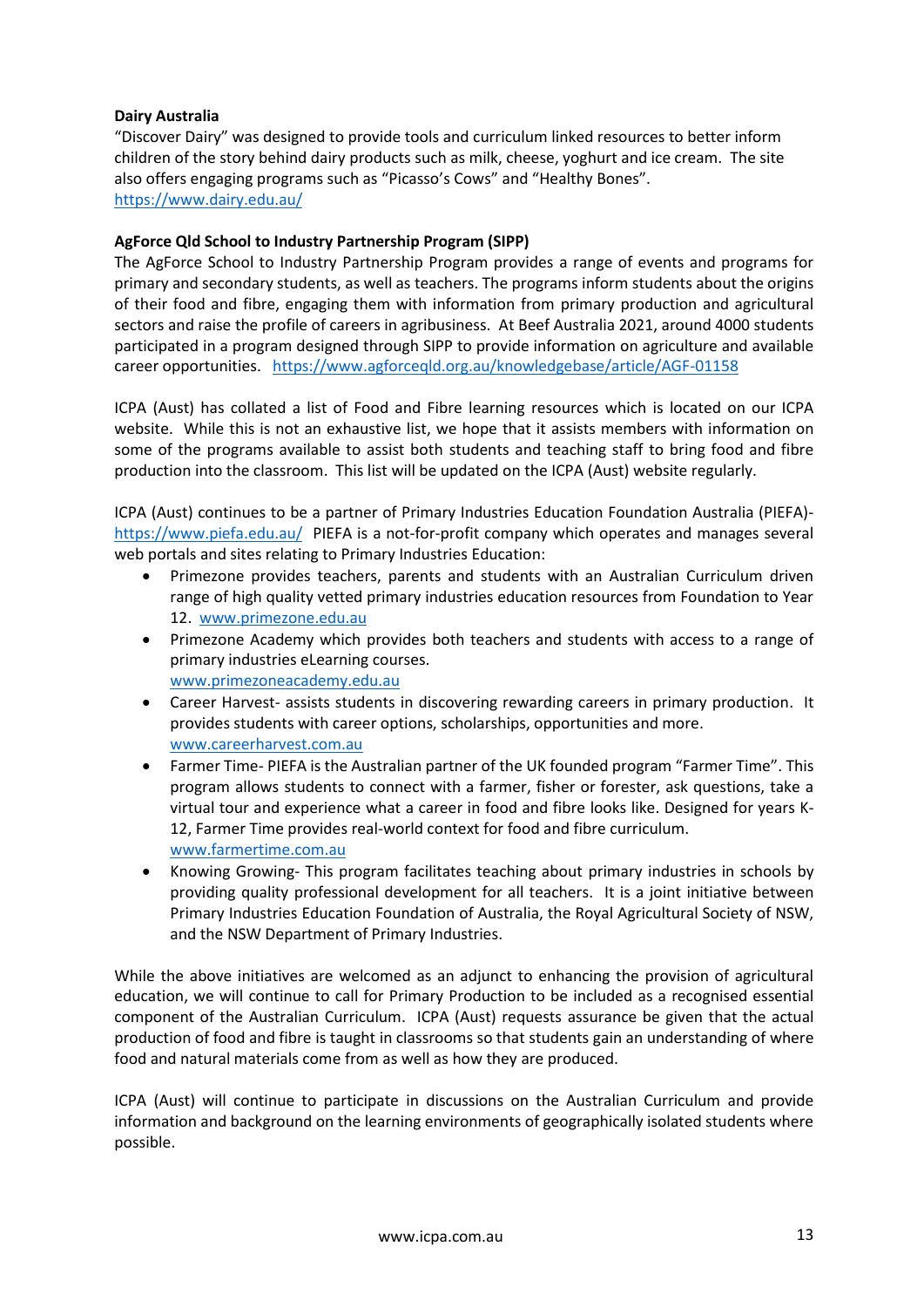**Dairy Australia**
"Discover Dairy" was designed to provide tools and curriculum linked resources to better inform children of the story behind dairy products such as milk, cheese, yoghurt and ice cream. The site also offers engaging programs such as "Picasso's Cows" and "Healthy Bones".
https://www.dairy.edu.au/

**AgForce Qld School to Industry Partnership Program (SIPP)**
The AgForce School to Industry Partnership Program provides a range of events and programs for primary and secondary students, as well as teachers. The programs inform students about the origins of their food and fibre, engaging them with information from primary production and agricultural sectors and raise the profile of careers in agribusiness. At Beef Australia 2021, around 4000 students participated in a program designed through SIPP to provide information on agriculture and available career opportunities. https://www.agforceqld.org.au/knowledgebase/article/AGF-01158

ICPA (Aust) has collated a list of Food and Fibre learning resources which is located on our ICPA website. While this is not an exhaustive list, we hope that it assists members with information on some of the programs available to assist both students and teaching staff to bring food and fibre production into the classroom. This list will be updated on the ICPA (Aust) website regularly.

ICPA (Aust) continues to be a partner of Primary Industries Education Foundation Australia (PIEFA)- https://www.piefa.edu.au/ PIEFA is a not-for-profit company which operates and manages several web portals and sites relating to Primary Industries Education:

- Primezone provides teachers, parents and students with an Australian Curriculum driven range of high quality vetted primary industries education resources from Foundation to Year 12. www.primezone.edu.au
- Primezone Academy which provides both teachers and students with access to a range of primary industries eLearning courses. www.primezoneacademy.edu.au
- Career Harvest- assists students in discovering rewarding careers in primary production. It provides students with career options, scholarships, opportunities and more. www.careerharvest.com.au
- Farmer Time- PIEFA is the Australian partner of the UK founded program "Farmer Time". This program allows students to connect with a farmer, fisher or forester, ask questions, take a virtual tour and experience what a career in food and fibre looks like. Designed for years K-12, Farmer Time provides real-world context for food and fibre curriculum. www.farmertime.com.au
- Knowing Growing- This program facilitates teaching about primary industries in schools by providing quality professional development for all teachers. It is a joint initiative between Primary Industries Education Foundation of Australia, the Royal Agricultural Society of NSW, and the NSW Department of Primary Industries.

While the above initiatives are welcomed as an adjunct to enhancing the provision of agricultural education, we will continue to call for Primary Production to be included as a recognised essential component of the Australian Curriculum. ICPA (Aust) requests assurance be given that the actual production of food and fibre is taught in classrooms so that students gain an understanding of where food and natural materials come from as well as how they are produced.

ICPA (Aust) will continue to participate in discussions on the Australian Curriculum and provide information and background on the learning environments of geographically isolated students where possible.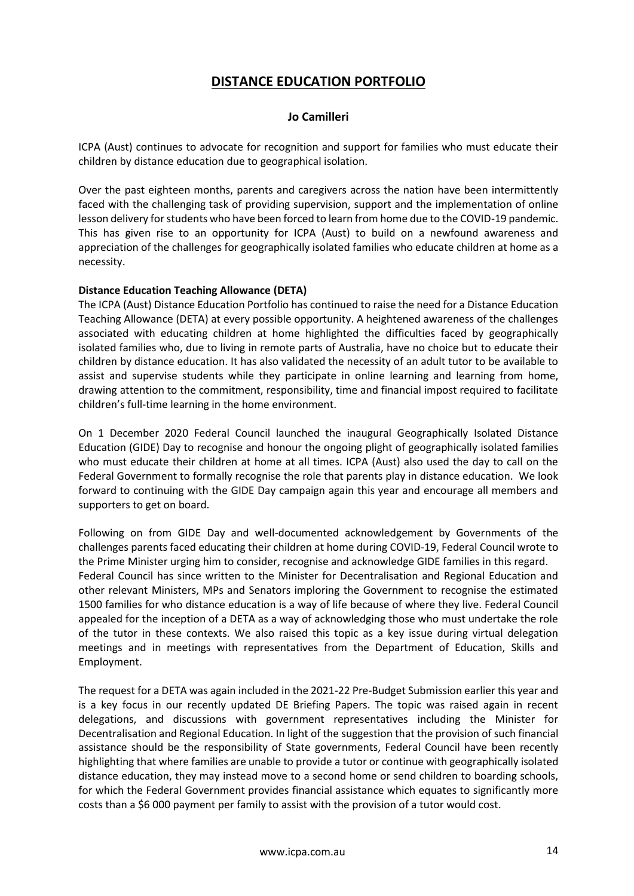# DISTANCE EDUCATION PORTFOLIO

**Jo Camilleri**

ICPA (Aust) continues to advocate for recognition and support for families who must educate their children by distance education due to geographical isolation.

Over the past eighteen months, parents and caregivers across the nation have been intermittently faced with the challenging task of providing supervision, support and the implementation of online lesson delivery for students who have been forced to learn from home due to the COVID-19 pandemic. This has given rise to an opportunity for ICPA (Aust) to build on a newfound awareness and appreciation of the challenges for geographically isolated families who educate children at home as a necessity.

**Distance Education Teaching Allowance (DETA)**

The ICPA (Aust) Distance Education Portfolio has continued to raise the need for a Distance Education Teaching Allowance (DETA) at every possible opportunity. A heightened awareness of the challenges associated with educating children at home highlighted the difficulties faced by geographically isolated families who, due to living in remote parts of Australia, have no choice but to educate their children by distance education. It has also validated the necessity of an adult tutor to be available to assist and supervise students while they participate in online learning and learning from home, drawing attention to the commitment, responsibility, time and financial impost required to facilitate children's full-time learning in the home environment.

On 1 December 2020 Federal Council launched the inaugural Geographically Isolated Distance Education (GIDE) Day to recognise and honour the ongoing plight of geographically isolated families who must educate their children at home at all times. ICPA (Aust) also used the day to call on the Federal Government to formally recognise the role that parents play in distance education. We look forward to continuing with the GIDE Day campaign again this year and encourage all members and supporters to get on board.

Following on from GIDE Day and well-documented acknowledgement by Governments of the challenges parents faced educating their children at home during COVID-19, Federal Council wrote to the Prime Minister urging him to consider, recognise and acknowledge GIDE families in this regard. Federal Council has since written to the Minister for Decentralisation and Regional Education and other relevant Ministers, MPs and Senators imploring the Government to recognise the estimated 1500 families for who distance education is a way of life because of where they live. Federal Council appealed for the inception of a DETA as a way of acknowledging those who must undertake the role of the tutor in these contexts. We also raised this topic as a key issue during virtual delegation meetings and in meetings with representatives from the Department of Education, Skills and Employment.

The request for a DETA was again included in the 2021-22 Pre-Budget Submission earlier this year and is a key focus in our recently updated DE Briefing Papers. The topic was raised again in recent delegations, and discussions with government representatives including the Minister for Decentralisation and Regional Education. In light of the suggestion that the provision of such financial assistance should be the responsibility of State governments, Federal Council have been recently highlighting that where families are unable to provide a tutor or continue with geographically isolated distance education, they may instead move to a second home or send children to boarding schools, for which the Federal Government provides financial assistance which equates to significantly more costs than a $6 000 payment per family to assist with the provision of a tutor would cost.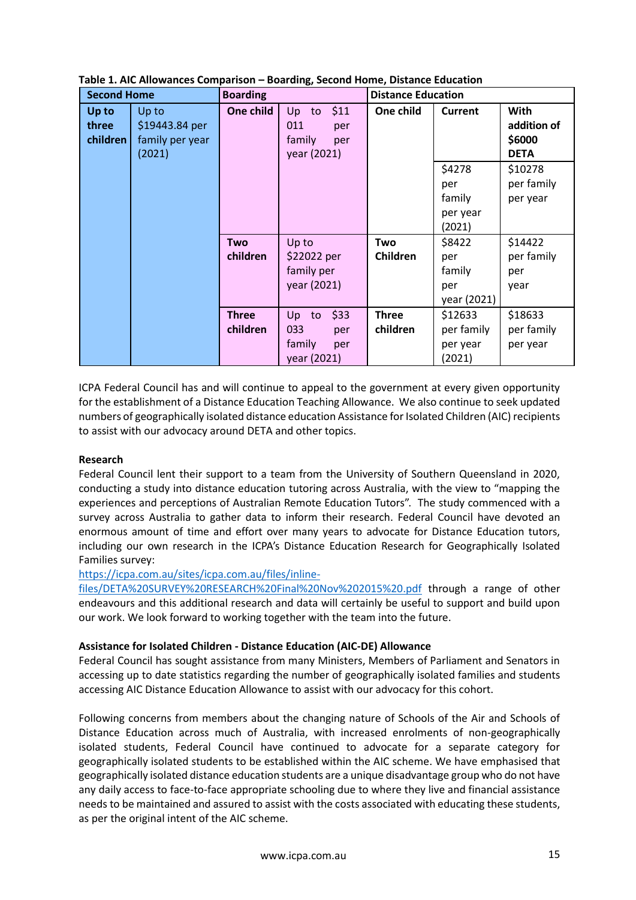**Table 1. AIC Allowances Comparison – Boarding, Second Home, Distance Education**

| Second Home | | Boarding | | Distance Education | | |
|---|---|---|---|---|---|---|
| **Up to three children** | Up to $19443.84 per family per year (2021) | **One child** | Up to $11 011 per family per year (2021) | **One child** | **Current** | **With addition of $6000 DETA** |
| | | | | | $4278 per family per year (2021) | $10278 per family per year |
| | | **Two children** | Up to $22022 per family per year (2021) | **Two Children** | $8422 per family per year (2021) | $14422 per family per year |
| | | **Three children** | Up to $33 033 per family per year (2021) | **Three children** | $12633 per family per year (2021) | $18633 per family per year |

ICPA Federal Council has and will continue to appeal to the government at every given opportunity for the establishment of a Distance Education Teaching Allowance. We also continue to seek updated numbers of geographically isolated distance education Assistance for Isolated Children (AIC) recipients to assist with our advocacy around DETA and other topics.

**Research**

Federal Council lent their support to a team from the University of Southern Queensland in 2020, conducting a study into distance education tutoring across Australia, with the view to "mapping the experiences and perceptions of Australian Remote Education Tutors". The study commenced with a survey across Australia to gather data to inform their research. Federal Council have devoted an enormous amount of time and effort over many years to advocate for Distance Education tutors, including our own research in the ICPA's Distance Education Research for Geographically Isolated Families survey:
https://icpa.com.au/sites/icpa.com.au/files/inline-files/DETA%20SURVEY%20RESEARCH%20Final%20Nov%202015%20.pdf through a range of other endeavours and this additional research and data will certainly be useful to support and build upon our work. We look forward to working together with the team into the future.

**Assistance for Isolated Children - Distance Education (AIC-DE) Allowance**

Federal Council has sought assistance from many Ministers, Members of Parliament and Senators in accessing up to date statistics regarding the number of geographically isolated families and students accessing AIC Distance Education Allowance to assist with our advocacy for this cohort.

Following concerns from members about the changing nature of Schools of the Air and Schools of Distance Education across much of Australia, with increased enrolments of non-geographically isolated students, Federal Council have continued to advocate for a separate category for geographically isolated students to be established within the AIC scheme. We have emphasised that geographically isolated distance education students are a unique disadvantage group who do not have any daily access to face-to-face appropriate schooling due to where they live and financial assistance needs to be maintained and assured to assist with the costs associated with educating these students, as per the original intent of the AIC scheme.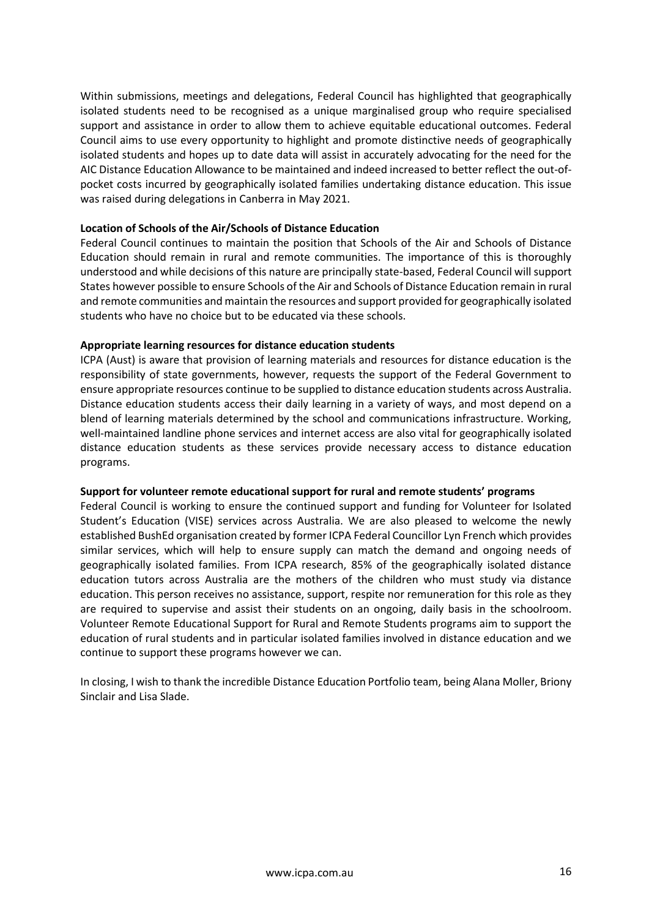Within submissions, meetings and delegations, Federal Council has highlighted that geographically isolated students need to be recognised as a unique marginalised group who require specialised support and assistance in order to allow them to achieve equitable educational outcomes. Federal Council aims to use every opportunity to highlight and promote distinctive needs of geographically isolated students and hopes up to date data will assist in accurately advocating for the need for the AIC Distance Education Allowance to be maintained and indeed increased to better reflect the out-of-pocket costs incurred by geographically isolated families undertaking distance education. This issue was raised during delegations in Canberra in May 2021.

**Location of Schools of the Air/Schools of Distance Education**

Federal Council continues to maintain the position that Schools of the Air and Schools of Distance Education should remain in rural and remote communities. The importance of this is thoroughly understood and while decisions of this nature are principally state-based, Federal Council will support States however possible to ensure Schools of the Air and Schools of Distance Education remain in rural and remote communities and maintain the resources and support provided for geographically isolated students who have no choice but to be educated via these schools.

**Appropriate learning resources for distance education students**

ICPA (Aust) is aware that provision of learning materials and resources for distance education is the responsibility of state governments, however, requests the support of the Federal Government to ensure appropriate resources continue to be supplied to distance education students across Australia. Distance education students access their daily learning in a variety of ways, and most depend on a blend of learning materials determined by the school and communications infrastructure. Working, well-maintained landline phone services and internet access are also vital for geographically isolated distance education students as these services provide necessary access to distance education programs.

**Support for volunteer remote educational support for rural and remote students' programs**

Federal Council is working to ensure the continued support and funding for Volunteer for Isolated Student's Education (VISE) services across Australia. We are also pleased to welcome the newly established BushEd organisation created by former ICPA Federal Councillor Lyn French which provides similar services, which will help to ensure supply can match the demand and ongoing needs of geographically isolated families. From ICPA research, 85% of the geographically isolated distance education tutors across Australia are the mothers of the children who must study via distance education. This person receives no assistance, support, respite nor remuneration for this role as they are required to supervise and assist their students on an ongoing, daily basis in the schoolroom. Volunteer Remote Educational Support for Rural and Remote Students programs aim to support the education of rural students and in particular isolated families involved in distance education and we continue to support these programs however we can.

In closing, I wish to thank the incredible Distance Education Portfolio team, being Alana Moller, Briony Sinclair and Lisa Slade.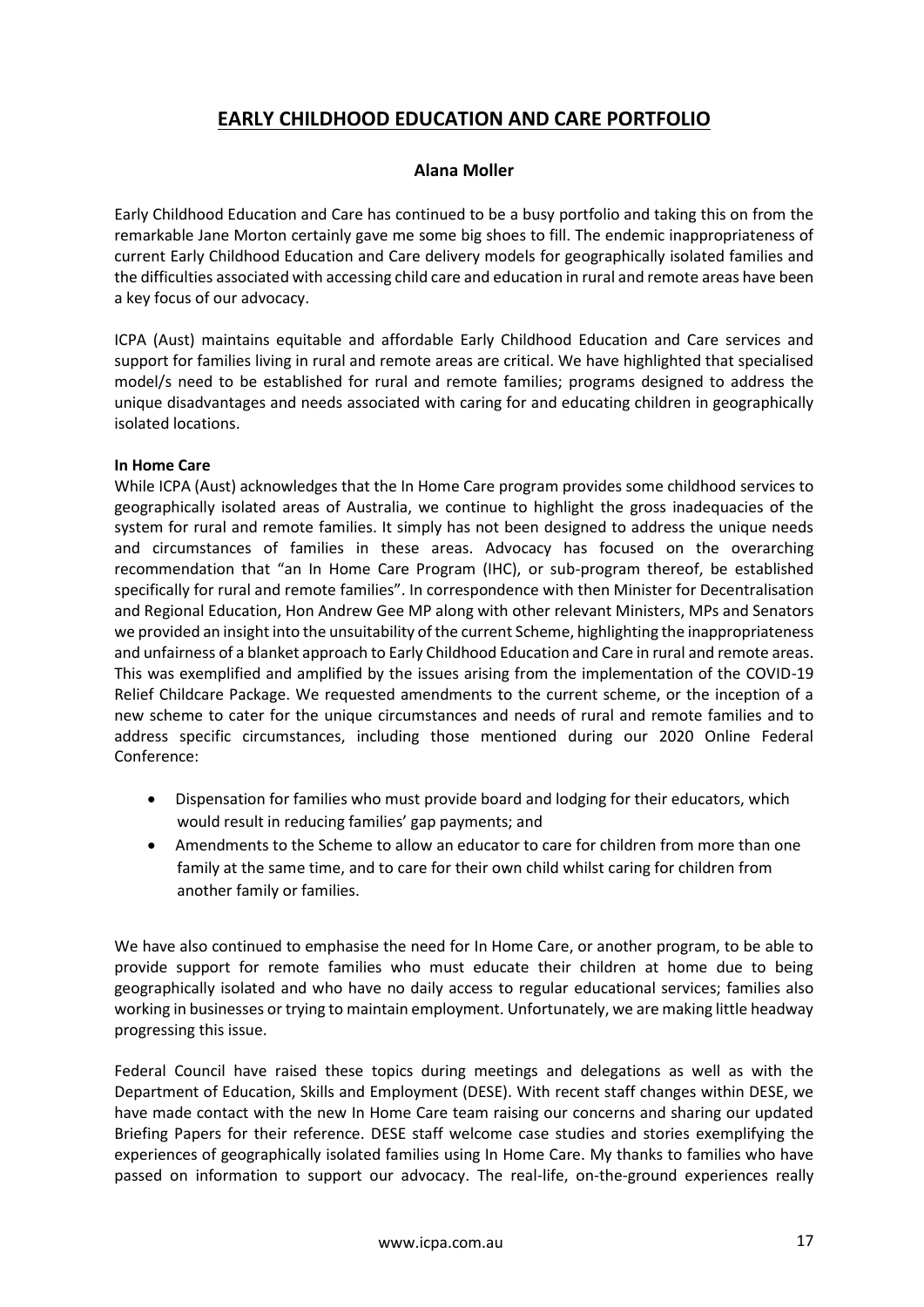# EARLY CHILDHOOD EDUCATION AND CARE PORTFOLIO

**Alana Moller**

Early Childhood Education and Care has continued to be a busy portfolio and taking this on from the remarkable Jane Morton certainly gave me some big shoes to fill. The endemic inappropriateness of current Early Childhood Education and Care delivery models for geographically isolated families and the difficulties associated with accessing child care and education in rural and remote areas have been a key focus of our advocacy.

ICPA (Aust) maintains equitable and affordable Early Childhood Education and Care services and support for families living in rural and remote areas are critical. We have highlighted that specialised model/s need to be established for rural and remote families; programs designed to address the unique disadvantages and needs associated with caring for and educating children in geographically isolated locations.

**In Home Care**

While ICPA (Aust) acknowledges that the In Home Care program provides some childhood services to geographically isolated areas of Australia, we continue to highlight the gross inadequacies of the system for rural and remote families. It simply has not been designed to address the unique needs and circumstances of families in these areas. Advocacy has focused on the overarching recommendation that "an In Home Care Program (IHC), or sub-program thereof, be established specifically for rural and remote families". In correspondence with then Minister for Decentralisation and Regional Education, Hon Andrew Gee MP along with other relevant Ministers, MPs and Senators we provided an insight into the unsuitability of the current Scheme, highlighting the inappropriateness and unfairness of a blanket approach to Early Childhood Education and Care in rural and remote areas. This was exemplified and amplified by the issues arising from the implementation of the COVID-19 Relief Childcare Package. We requested amendments to the current scheme, or the inception of a new scheme to cater for the unique circumstances and needs of rural and remote families and to address specific circumstances, including those mentioned during our 2020 Online Federal Conference:

- Dispensation for families who must provide board and lodging for their educators, which would result in reducing families' gap payments; and
- Amendments to the Scheme to allow an educator to care for children from more than one family at the same time, and to care for their own child whilst caring for children from another family or families.

We have also continued to emphasise the need for In Home Care, or another program, to be able to provide support for remote families who must educate their children at home due to being geographically isolated and who have no daily access to regular educational services; families also working in businesses or trying to maintain employment. Unfortunately, we are making little headway progressing this issue.

Federal Council have raised these topics during meetings and delegations as well as with the Department of Education, Skills and Employment (DESE). With recent staff changes within DESE, we have made contact with the new In Home Care team raising our concerns and sharing our updated Briefing Papers for their reference. DESE staff welcome case studies and stories exemplifying the experiences of geographically isolated families using In Home Care. My thanks to families who have passed on information to support our advocacy. The real-life, on-the-ground experiences really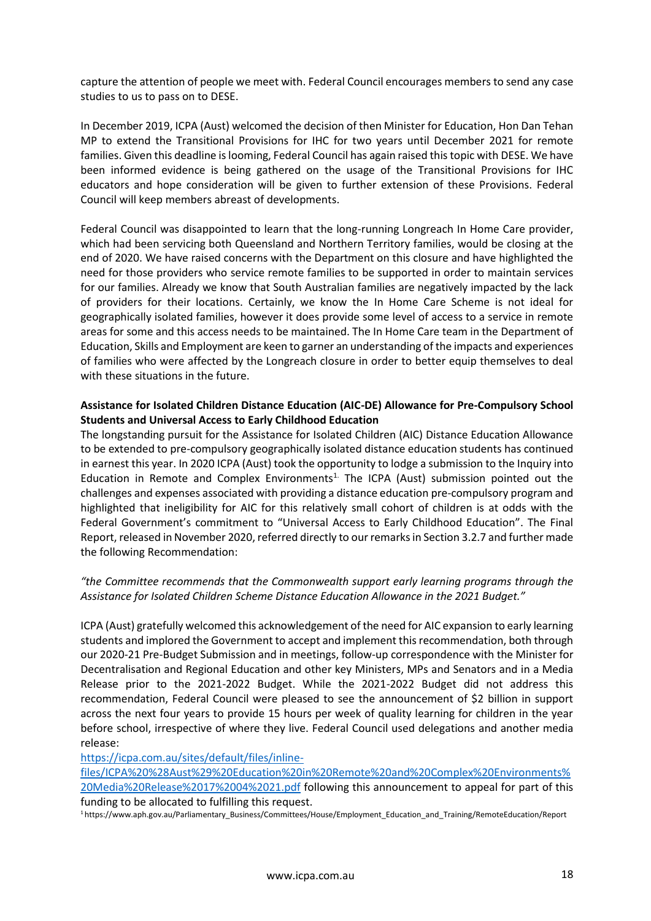capture the attention of people we meet with. Federal Council encourages members to send any case studies to us to pass on to DESE.

In December 2019, ICPA (Aust) welcomed the decision of then Minister for Education, Hon Dan Tehan MP to extend the Transitional Provisions for IHC for two years until December 2021 for remote families. Given this deadline is looming, Federal Council has again raised this topic with DESE. We have been informed evidence is being gathered on the usage of the Transitional Provisions for IHC educators and hope consideration will be given to further extension of these Provisions. Federal Council will keep members abreast of developments.

Federal Council was disappointed to learn that the long-running Longreach In Home Care provider, which had been servicing both Queensland and Northern Territory families, would be closing at the end of 2020. We have raised concerns with the Department on this closure and have highlighted the need for those providers who service remote families to be supported in order to maintain services for our families. Already we know that South Australian families are negatively impacted by the lack of providers for their locations. Certainly, we know the In Home Care Scheme is not ideal for geographically isolated families, however it does provide some level of access to a service in remote areas for some and this access needs to be maintained. The In Home Care team in the Department of Education, Skills and Employment are keen to garner an understanding of the impacts and experiences of families who were affected by the Longreach closure in order to better equip themselves to deal with these situations in the future.

**Assistance for Isolated Children Distance Education (AIC-DE) Allowance for Pre-Compulsory School Students and Universal Access to Early Childhood Education**

The longstanding pursuit for the Assistance for Isolated Children (AIC) Distance Education Allowance to be extended to pre-compulsory geographically isolated distance education students has continued in earnest this year. In 2020 ICPA (Aust) took the opportunity to lodge a submission to the Inquiry into Education in Remote and Complex Environments[1]. The ICPA (Aust) submission pointed out the challenges and expenses associated with providing a distance education pre-compulsory program and highlighted that ineligibility for AIC for this relatively small cohort of children is at odds with the Federal Government's commitment to "Universal Access to Early Childhood Education". The Final Report, released in November 2020, referred directly to our remarks in Section 3.2.7 and further made the following Recommendation:

*"the Committee recommends that the Commonwealth support early learning programs through the Assistance for Isolated Children Scheme Distance Education Allowance in the 2021 Budget."*

ICPA (Aust) gratefully welcomed this acknowledgement of the need for AIC expansion to early learning students and implored the Government to accept and implement this recommendation, both through our 2020-21 Pre-Budget Submission and in meetings, follow-up correspondence with the Minister for Decentralisation and Regional Education and other key Ministers, MPs and Senators and in a Media Release prior to the 2021-2022 Budget. While the 2021-2022 Budget did not address this recommendation, Federal Council were pleased to see the announcement of $2 billion in support across the next four years to provide 15 hours per week of quality learning for children in the year before school, irrespective of where they live. Federal Council used delegations and another media release:
https://icpa.com.au/sites/default/files/inline-files/ICPA%20%28Aust%29%20Education%20in%20Remote%20and%20Complex%20Environments%20Media%20Release%2017%2004%2021.pdf following this announcement to appeal for part of this funding to be allocated to fulfilling this request.

[1] https://www.aph.gov.au/Parliamentary_Business/Committees/House/Employment_Education_and_Training/RemoteEducation/Report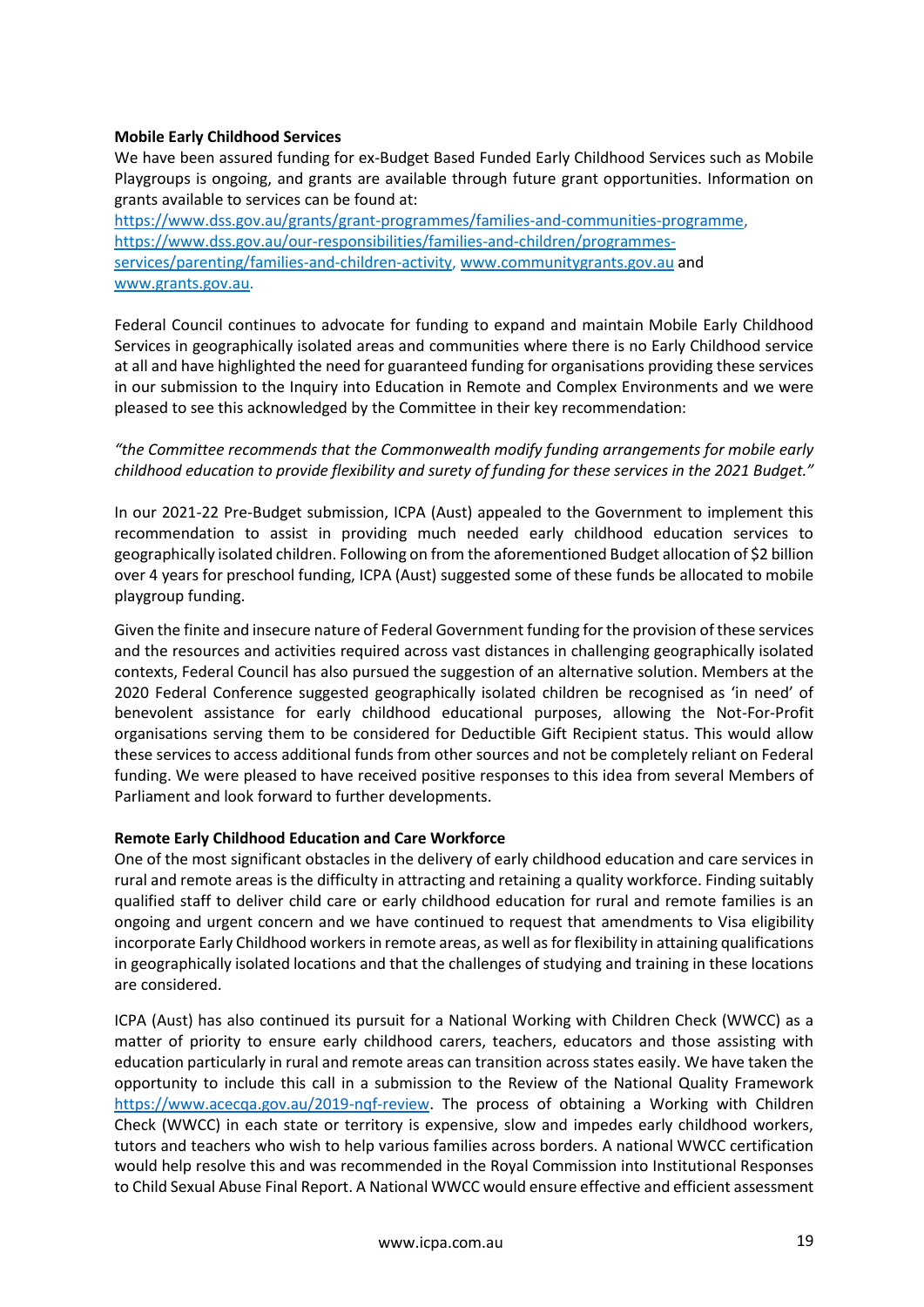**Mobile Early Childhood Services**

We have been assured funding for ex-Budget Based Funded Early Childhood Services such as Mobile Playgroups is ongoing, and grants are available through future grant opportunities. Information on grants available to services can be found at:
https://www.dss.gov.au/grants/grant-programmes/families-and-communities-programme, https://www.dss.gov.au/our-responsibilities/families-and-children/programmes-services/parenting/families-and-children-activity, www.communitygrants.gov.au and www.grants.gov.au.

Federal Council continues to advocate for funding to expand and maintain Mobile Early Childhood Services in geographically isolated areas and communities where there is no Early Childhood service at all and have highlighted the need for guaranteed funding for organisations providing these services in our submission to the Inquiry into Education in Remote and Complex Environments and we were pleased to see this acknowledged by the Committee in their key recommendation:

*"the Committee recommends that the Commonwealth modify funding arrangements for mobile early childhood education to provide flexibility and surety of funding for these services in the 2021 Budget."*

In our 2021-22 Pre-Budget submission, ICPA (Aust) appealed to the Government to implement this recommendation to assist in providing much needed early childhood education services to geographically isolated children. Following on from the aforementioned Budget allocation of $2 billion over 4 years for preschool funding, ICPA (Aust) suggested some of these funds be allocated to mobile playgroup funding.

Given the finite and insecure nature of Federal Government funding for the provision of these services and the resources and activities required across vast distances in challenging geographically isolated contexts, Federal Council has also pursued the suggestion of an alternative solution. Members at the 2020 Federal Conference suggested geographically isolated children be recognised as 'in need' of benevolent assistance for early childhood educational purposes, allowing the Not-For-Profit organisations serving them to be considered for Deductible Gift Recipient status. This would allow these services to access additional funds from other sources and not be completely reliant on Federal funding. We were pleased to have received positive responses to this idea from several Members of Parliament and look forward to further developments.

**Remote Early Childhood Education and Care Workforce**

One of the most significant obstacles in the delivery of early childhood education and care services in rural and remote areas is the difficulty in attracting and retaining a quality workforce. Finding suitably qualified staff to deliver child care or early childhood education for rural and remote families is an ongoing and urgent concern and we have continued to request that amendments to Visa eligibility incorporate Early Childhood workers in remote areas, as well as for flexibility in attaining qualifications in geographically isolated locations and that the challenges of studying and training in these locations are considered.

ICPA (Aust) has also continued its pursuit for a National Working with Children Check (WWCC) as a matter of priority to ensure early childhood carers, teachers, educators and those assisting with education particularly in rural and remote areas can transition across states easily. We have taken the opportunity to include this call in a submission to the Review of the National Quality Framework https://www.acecqa.gov.au/2019-nqf-review. The process of obtaining a Working with Children Check (WWCC) in each state or territory is expensive, slow and impedes early childhood workers, tutors and teachers who wish to help various families across borders. A national WWCC certification would help resolve this and was recommended in the Royal Commission into Institutional Responses to Child Sexual Abuse Final Report. A National WWCC would ensure effective and efficient assessment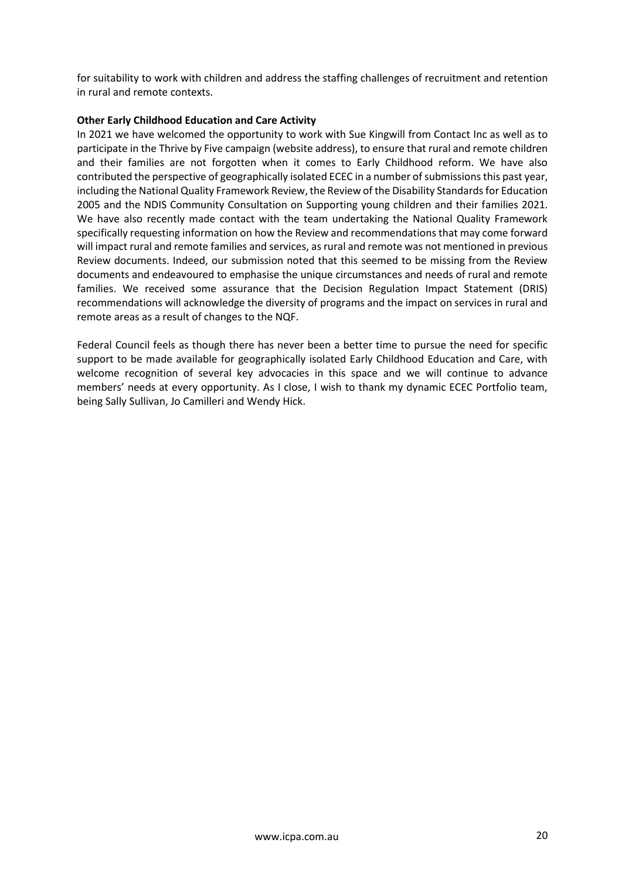for suitability to work with children and address the staffing challenges of recruitment and retention in rural and remote contexts.

**Other Early Childhood Education and Care Activity**

In 2021 we have welcomed the opportunity to work with Sue Kingwill from Contact Inc as well as to participate in the Thrive by Five campaign (website address), to ensure that rural and remote children and their families are not forgotten when it comes to Early Childhood reform. We have also contributed the perspective of geographically isolated ECEC in a number of submissions this past year, including the National Quality Framework Review, the Review of the Disability Standards for Education 2005 and the NDIS Community Consultation on Supporting young children and their families 2021. We have also recently made contact with the team undertaking the National Quality Framework specifically requesting information on how the Review and recommendations that may come forward will impact rural and remote families and services, as rural and remote was not mentioned in previous Review documents. Indeed, our submission noted that this seemed to be missing from the Review documents and endeavoured to emphasise the unique circumstances and needs of rural and remote families. We received some assurance that the Decision Regulation Impact Statement (DRIS) recommendations will acknowledge the diversity of programs and the impact on services in rural and remote areas as a result of changes to the NQF.

Federal Council feels as though there has never been a better time to pursue the need for specific support to be made available for geographically isolated Early Childhood Education and Care, with welcome recognition of several key advocacies in this space and we will continue to advance members' needs at every opportunity. As I close, I wish to thank my dynamic ECEC Portfolio team, being Sally Sullivan, Jo Camilleri and Wendy Hick.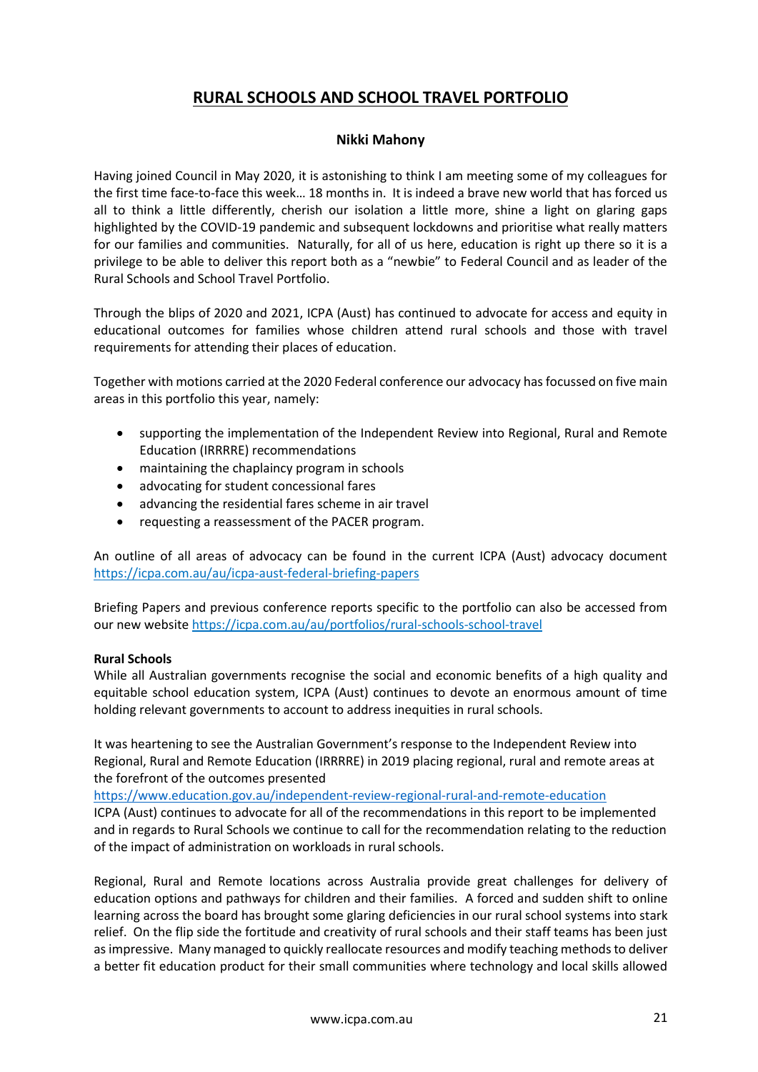# RURAL SCHOOLS AND SCHOOL TRAVEL PORTFOLIO

**Nikki Mahony**

Having joined Council in May 2020, it is astonishing to think I am meeting some of my colleagues for the first time face-to-face this week… 18 months in. It is indeed a brave new world that has forced us all to think a little differently, cherish our isolation a little more, shine a light on glaring gaps highlighted by the COVID-19 pandemic and subsequent lockdowns and prioritise what really matters for our families and communities. Naturally, for all of us here, education is right up there so it is a privilege to be able to deliver this report both as a "newbie" to Federal Council and as leader of the Rural Schools and School Travel Portfolio.

Through the blips of 2020 and 2021, ICPA (Aust) has continued to advocate for access and equity in educational outcomes for families whose children attend rural schools and those with travel requirements for attending their places of education.

Together with motions carried at the 2020 Federal conference our advocacy has focussed on five main areas in this portfolio this year, namely:

- supporting the implementation of the Independent Review into Regional, Rural and Remote Education (IRRRRE) recommendations
- maintaining the chaplaincy program in schools
- advocating for student concessional fares
- advancing the residential fares scheme in air travel
- requesting a reassessment of the PACER program.

An outline of all areas of advocacy can be found in the current ICPA (Aust) advocacy document https://icpa.com.au/au/icpa-aust-federal-briefing-papers

Briefing Papers and previous conference reports specific to the portfolio can also be accessed from our new website https://icpa.com.au/au/portfolios/rural-schools-school-travel

**Rural Schools**

While all Australian governments recognise the social and economic benefits of a high quality and equitable school education system, ICPA (Aust) continues to devote an enormous amount of time holding relevant governments to account to address inequities in rural schools.

It was heartening to see the Australian Government's response to the Independent Review into Regional, Rural and Remote Education (IRRRRE) in 2019 placing regional, rural and remote areas at the forefront of the outcomes presented https://www.education.gov.au/independent-review-regional-rural-and-remote-education ICPA (Aust) continues to advocate for all of the recommendations in this report to be implemented and in regards to Rural Schools we continue to call for the recommendation relating to the reduction of the impact of administration on workloads in rural schools.

Regional, Rural and Remote locations across Australia provide great challenges for delivery of education options and pathways for children and their families. A forced and sudden shift to online learning across the board has brought some glaring deficiencies in our rural school systems into stark relief. On the flip side the fortitude and creativity of rural schools and their staff teams has been just as impressive. Many managed to quickly reallocate resources and modify teaching methods to deliver a better fit education product for their small communities where technology and local skills allowed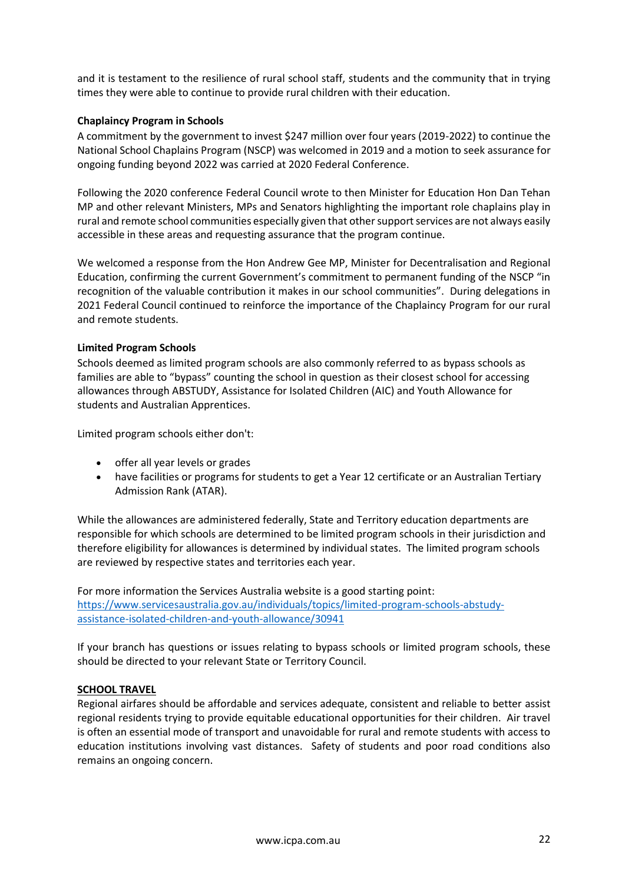and it is testament to the resilience of rural school staff, students and the community that in trying times they were able to continue to provide rural children with their education.

**Chaplaincy Program in Schools**

A commitment by the government to invest $247 million over four years (2019-2022) to continue the National School Chaplains Program (NSCP) was welcomed in 2019 and a motion to seek assurance for ongoing funding beyond 2022 was carried at 2020 Federal Conference.

Following the 2020 conference Federal Council wrote to then Minister for Education Hon Dan Tehan MP and other relevant Ministers, MPs and Senators highlighting the important role chaplains play in rural and remote school communities especially given that other support services are not always easily accessible in these areas and requesting assurance that the program continue.

We welcomed a response from the Hon Andrew Gee MP, Minister for Decentralisation and Regional Education, confirming the current Government's commitment to permanent funding of the NSCP "in recognition of the valuable contribution it makes in our school communities". During delegations in 2021 Federal Council continued to reinforce the importance of the Chaplaincy Program for our rural and remote students.

**Limited Program Schools**

Schools deemed as limited program schools are also commonly referred to as bypass schools as families are able to "bypass" counting the school in question as their closest school for accessing allowances through ABSTUDY, Assistance for Isolated Children (AIC) and Youth Allowance for students and Australian Apprentices.

Limited program schools either don't:

- offer all year levels or grades
- have facilities or programs for students to get a Year 12 certificate or an Australian Tertiary Admission Rank (ATAR).

While the allowances are administered federally, State and Territory education departments are responsible for which schools are determined to be limited program schools in their jurisdiction and therefore eligibility for allowances is determined by individual states. The limited program schools are reviewed by respective states and territories each year.

For more information the Services Australia website is a good starting point:
https://www.servicesaustralia.gov.au/individuals/topics/limited-program-schools-abstudy-assistance-isolated-children-and-youth-allowance/30941

If your branch has questions or issues relating to bypass schools or limited program schools, these should be directed to your relevant State or Territory Council.

**SCHOOL TRAVEL**

Regional airfares should be affordable and services adequate, consistent and reliable to better assist regional residents trying to provide equitable educational opportunities for their children. Air travel is often an essential mode of transport and unavoidable for rural and remote students with access to education institutions involving vast distances. Safety of students and poor road conditions also remains an ongoing concern.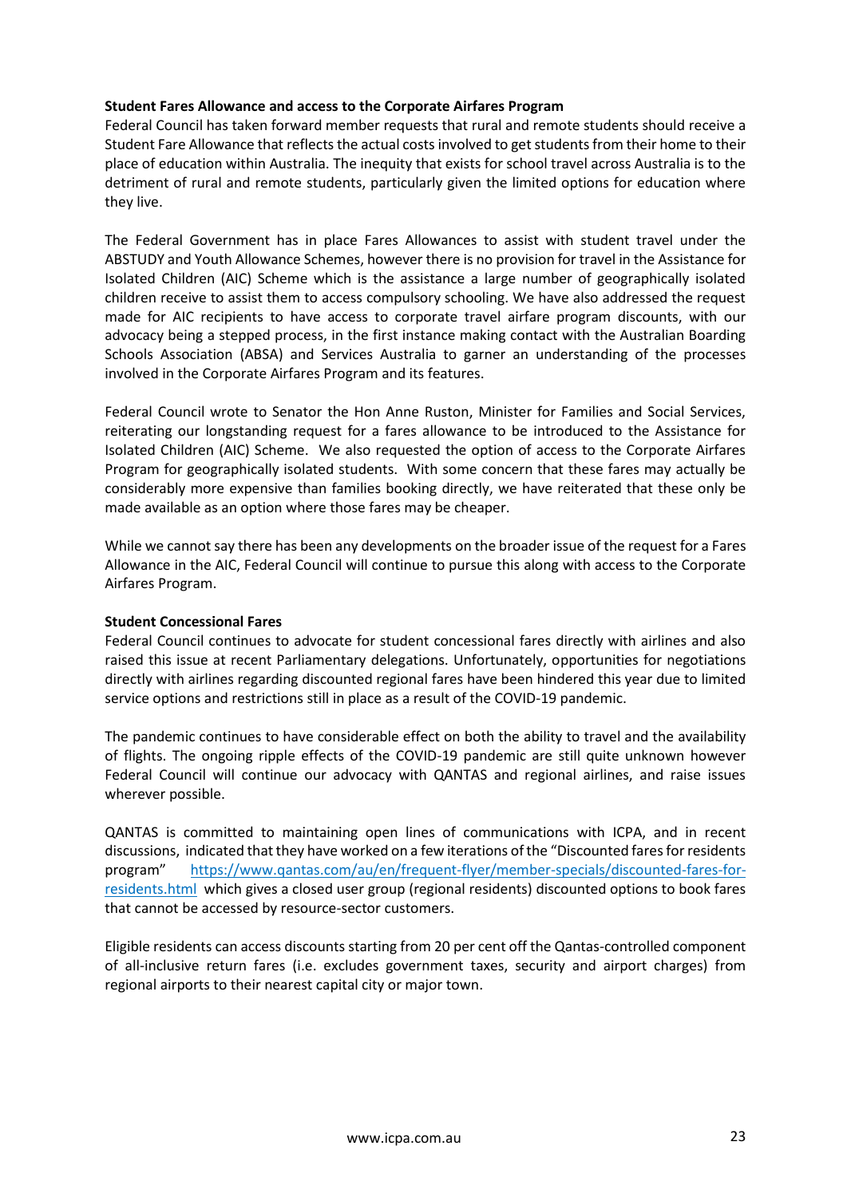**Student Fares Allowance and access to the Corporate Airfares Program**

Federal Council has taken forward member requests that rural and remote students should receive a Student Fare Allowance that reflects the actual costs involved to get students from their home to their place of education within Australia. The inequity that exists for school travel across Australia is to the detriment of rural and remote students, particularly given the limited options for education where they live.

The Federal Government has in place Fares Allowances to assist with student travel under the ABSTUDY and Youth Allowance Schemes, however there is no provision for travel in the Assistance for Isolated Children (AIC) Scheme which is the assistance a large number of geographically isolated children receive to assist them to access compulsory schooling. We have also addressed the request made for AIC recipients to have access to corporate travel airfare program discounts, with our advocacy being a stepped process, in the first instance making contact with the Australian Boarding Schools Association (ABSA) and Services Australia to garner an understanding of the processes involved in the Corporate Airfares Program and its features.

Federal Council wrote to Senator the Hon Anne Ruston, Minister for Families and Social Services, reiterating our longstanding request for a fares allowance to be introduced to the Assistance for Isolated Children (AIC) Scheme. We also requested the option of access to the Corporate Airfares Program for geographically isolated students. With some concern that these fares may actually be considerably more expensive than families booking directly, we have reiterated that these only be made available as an option where those fares may be cheaper.

While we cannot say there has been any developments on the broader issue of the request for a Fares Allowance in the AIC, Federal Council will continue to pursue this along with access to the Corporate Airfares Program.

**Student Concessional Fares**

Federal Council continues to advocate for student concessional fares directly with airlines and also raised this issue at recent Parliamentary delegations. Unfortunately, opportunities for negotiations directly with airlines regarding discounted regional fares have been hindered this year due to limited service options and restrictions still in place as a result of the COVID-19 pandemic.

The pandemic continues to have considerable effect on both the ability to travel and the availability of flights. The ongoing ripple effects of the COVID-19 pandemic are still quite unknown however Federal Council will continue our advocacy with QANTAS and regional airlines, and raise issues wherever possible.

QANTAS is committed to maintaining open lines of communications with ICPA, and in recent discussions, indicated that they have worked on a few iterations of the "Discounted fares for residents program" https://www.qantas.com/au/en/frequent-flyer/member-specials/discounted-fares-for-residents.html which gives a closed user group (regional residents) discounted options to book fares that cannot be accessed by resource-sector customers.

Eligible residents can access discounts starting from 20 per cent off the Qantas-controlled component of all-inclusive return fares (i.e. excludes government taxes, security and airport charges) from regional airports to their nearest capital city or major town.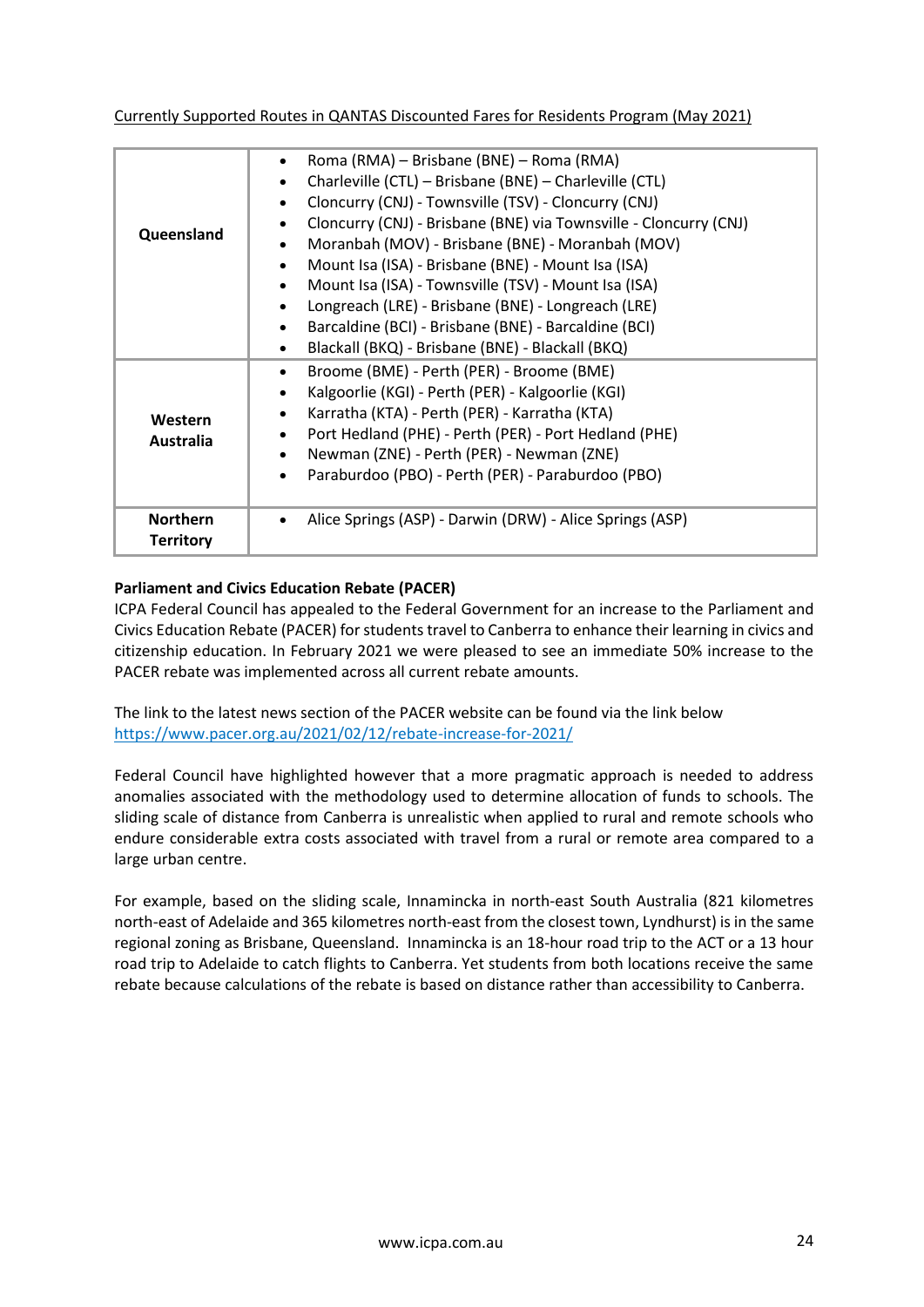Currently Supported Routes in QANTAS Discounted Fares for Residents Program (May 2021)

| | |
|---|---|
| **Queensland** | • Roma (RMA) – Brisbane (BNE) – Roma (RMA)<br>• Charleville (CTL) – Brisbane (BNE) – Charleville (CTL)<br>• Cloncurry (CNJ) - Townsville (TSV) - Cloncurry (CNJ)<br>• Cloncurry (CNJ) - Brisbane (BNE) via Townsville - Cloncurry (CNJ)<br>• Moranbah (MOV) - Brisbane (BNE) - Moranbah (MOV)<br>• Mount Isa (ISA) - Brisbane (BNE) - Mount Isa (ISA)<br>• Mount Isa (ISA) - Townsville (TSV) - Mount Isa (ISA)<br>• Longreach (LRE) - Brisbane (BNE) - Longreach (LRE)<br>• Barcaldine (BCI) - Brisbane (BNE) - Barcaldine (BCI)<br>• Blackall (BKQ) - Brisbane (BNE) - Blackall (BKQ) |
| **Western Australia** | • Broome (BME) - Perth (PER) - Broome (BME)<br>• Kalgoorlie (KGI) - Perth (PER) - Kalgoorlie (KGI)<br>• Karratha (KTA) - Perth (PER) - Karratha (KTA)<br>• Port Hedland (PHE) - Perth (PER) - Port Hedland (PHE)<br>• Newman (ZNE) - Perth (PER) - Newman (ZNE)<br>• Paraburdoo (PBO) - Perth (PER) - Paraburdoo (PBO) |
| **Northern Territory** | • Alice Springs (ASP) - Darwin (DRW) - Alice Springs (ASP) |

**Parliament and Civics Education Rebate (PACER)**

ICPA Federal Council has appealed to the Federal Government for an increase to the Parliament and Civics Education Rebate (PACER) for students travel to Canberra to enhance their learning in civics and citizenship education. In February 2021 we were pleased to see an immediate 50% increase to the PACER rebate was implemented across all current rebate amounts.

The link to the latest news section of the PACER website can be found via the link below
https://www.pacer.org.au/2021/02/12/rebate-increase-for-2021/

Federal Council have highlighted however that a more pragmatic approach is needed to address anomalies associated with the methodology used to determine allocation of funds to schools. The sliding scale of distance from Canberra is unrealistic when applied to rural and remote schools who endure considerable extra costs associated with travel from a rural or remote area compared to a large urban centre.

For example, based on the sliding scale, Innamincka in north-east South Australia (821 kilometres north-east of Adelaide and 365 kilometres north-east from the closest town, Lyndhurst) is in the same regional zoning as Brisbane, Queensland. Innamincka is an 18-hour road trip to the ACT or a 13 hour road trip to Adelaide to catch flights to Canberra. Yet students from both locations receive the same rebate because calculations of the rebate is based on distance rather than accessibility to Canberra.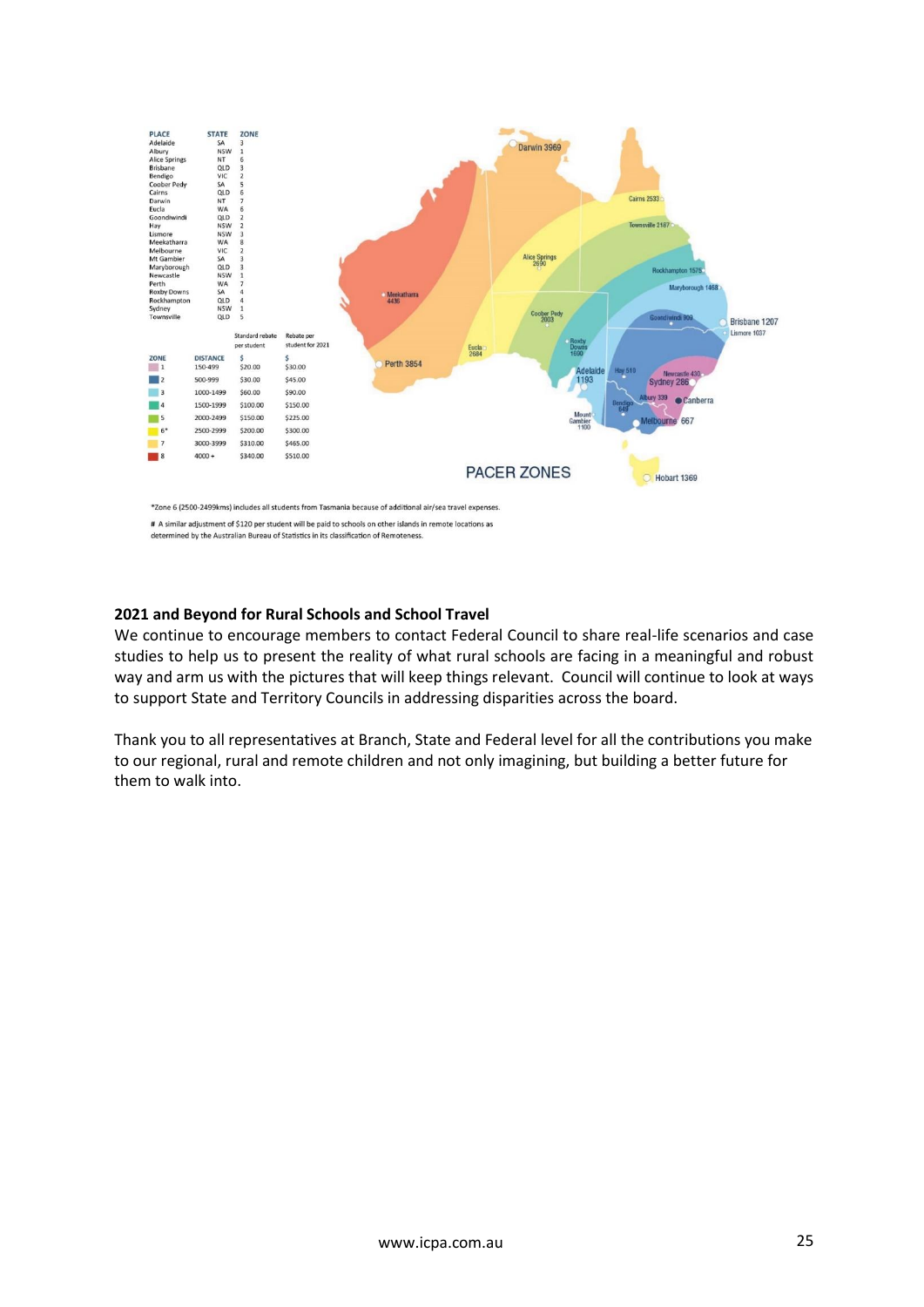| PLACE | STATE | ZONE |
|---|---|---|
| Adelaide | SA | 3 |
| Albury | NSW | 1 |
| Alice Springs | NT | 6 |
| Brisbane | QLD | 3 |
| Bendigo | VIC | 2 |
| Coober Pedy | SA | 5 |
| Cairns | QLD | 6 |
| Darwin | NT | 7 |
| Eucla | WA | 6 |
| Goondiwindi | QLD | 2 |
| Hay | NSW | 2 |
| Lismore | NSW | 3 |
| Meekatharra | WA | 8 |
| Melbourne | VIC | 2 |
| Mt Gambier | SA | 3 |
| Maryborough | QLD | 3 |
| Newcastle | NSW | 1 |
| Perth | WA | 7 |
| Roxby Downs | SA | 4 |
| Rockhampton | QLD | 4 |
| Sydney | NSW | 1 |
| Townsville | QLD | 5 |

| ZONE | DISTANCE | Standard rebate per student $ | Rebate per student for 2021 $ |
|---|---|---|---|
| 1 | 150-499 | $20.00 | $30.00 |
| 2 | 500-999 | $30.00 | $45.00 |
| 3 | 1000-1499 | $60.00 | $90.00 |
| 4 | 1500-1999 | $100.00 | $150.00 |
| 5 | 2000-2499 | $150.00 | $225.00 |
| 6* | 2500-2999 | $200.00 | $300.00 |
| 7 | 3000-3999 | $310.00 | $465.00 |
| 8 | 4000 + | $340.00 | $510.00 |

PACER ZONES

Darwin 3969, Cairns 2533, Townsville 2187, Alice Springs 2690, Rockhampton 1578, Maryborough 1468, Meekatharra 4436, Coober Pedy 2003, Goondiwindi 909, Brisbane 1207, Lismore 1037, Roxby Downs 1590, Eucla 2684, Perth 3854, Adelaide 1193, Hay 510, Newcastle 430, Sydney 286, Albury 339, Canberra, Bendigo 649, Mount Gambier 1100, Melbourne 667, Hobart 1369

*Zone 6 (2500-2499kms) includes all students from Tasmania because of additional air/sea travel expenses.

# A similar adjustment of $120 per student will be paid to schools on other islands in remote locations as determined by the Australian Bureau of Statistics in its classification of Remoteness.

**2021 and Beyond for Rural Schools and School Travel**

We continue to encourage members to contact Federal Council to share real-life scenarios and case studies to help us to present the reality of what rural schools are facing in a meaningful and robust way and arm us with the pictures that will keep things relevant. Council will continue to look at ways to support State and Territory Councils in addressing disparities across the board.

Thank you to all representatives at Branch, State and Federal level for all the contributions you make to our regional, rural and remote children and not only imagining, but building a better future for them to walk into.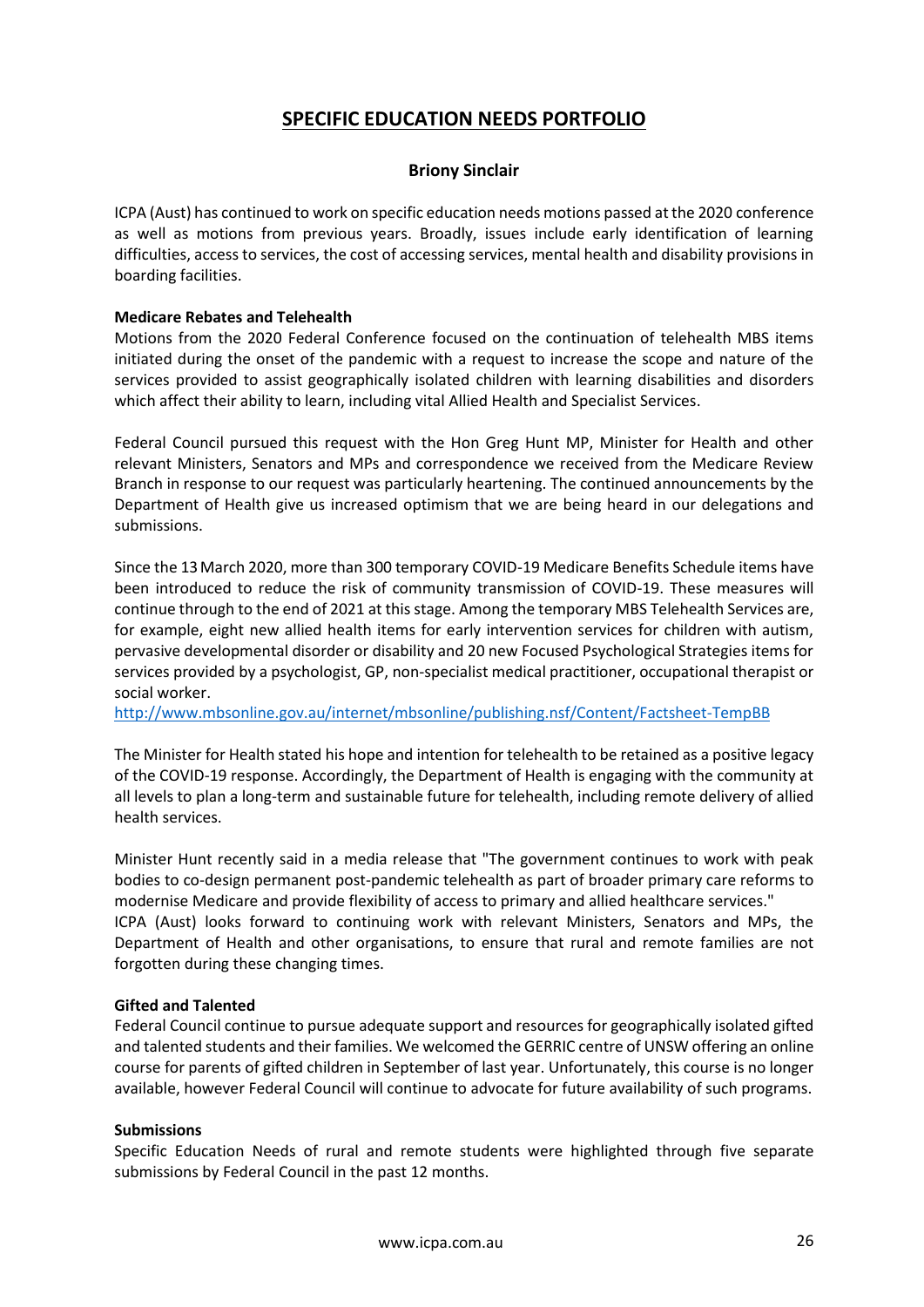## SPECIFIC EDUCATION NEEDS PORTFOLIO

**Briony Sinclair**

ICPA (Aust) has continued to work on specific education needs motions passed at the 2020 conference as well as motions from previous years. Broadly, issues include early identification of learning difficulties, access to services, the cost of accessing services, mental health and disability provisions in boarding facilities.

**Medicare Rebates and Telehealth**

Motions from the 2020 Federal Conference focused on the continuation of telehealth MBS items initiated during the onset of the pandemic with a request to increase the scope and nature of the services provided to assist geographically isolated children with learning disabilities and disorders which affect their ability to learn, including vital Allied Health and Specialist Services.

Federal Council pursued this request with the Hon Greg Hunt MP, Minister for Health and other relevant Ministers, Senators and MPs and correspondence we received from the Medicare Review Branch in response to our request was particularly heartening. The continued announcements by the Department of Health give us increased optimism that we are being heard in our delegations and submissions.

Since the 13 March 2020, more than 300 temporary COVID-19 Medicare Benefits Schedule items have been introduced to reduce the risk of community transmission of COVID-19. These measures will continue through to the end of 2021 at this stage. Among the temporary MBS Telehealth Services are, for example, eight new allied health items for early intervention services for children with autism, pervasive developmental disorder or disability and 20 new Focused Psychological Strategies items for services provided by a psychologist, GP, non-specialist medical practitioner, occupational therapist or social worker.
http://www.mbsonline.gov.au/internet/mbsonline/publishing.nsf/Content/Factsheet-TempBB

The Minister for Health stated his hope and intention for telehealth to be retained as a positive legacy of the COVID-19 response. Accordingly, the Department of Health is engaging with the community at all levels to plan a long-term and sustainable future for telehealth, including remote delivery of allied health services.

Minister Hunt recently said in a media release that "The government continues to work with peak bodies to co-design permanent post-pandemic telehealth as part of broader primary care reforms to modernise Medicare and provide flexibility of access to primary and allied healthcare services."
ICPA (Aust) looks forward to continuing work with relevant Ministers, Senators and MPs, the Department of Health and other organisations, to ensure that rural and remote families are not forgotten during these changing times.

**Gifted and Talented**

Federal Council continue to pursue adequate support and resources for geographically isolated gifted and talented students and their families. We welcomed the GERRIC centre of UNSW offering an online course for parents of gifted children in September of last year. Unfortunately, this course is no longer available, however Federal Council will continue to advocate for future availability of such programs.

**Submissions**

Specific Education Needs of rural and remote students were highlighted through five separate submissions by Federal Council in the past 12 months.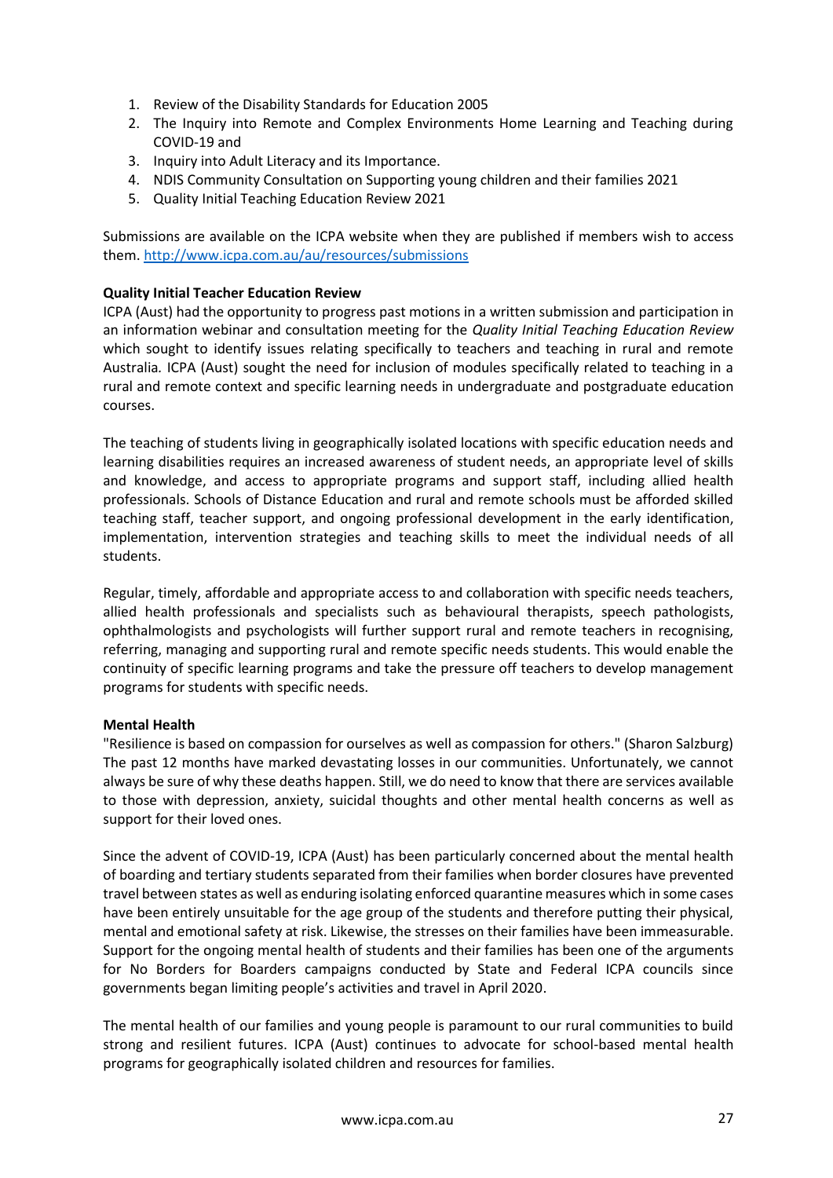1. Review of the Disability Standards for Education 2005
2. The Inquiry into Remote and Complex Environments Home Learning and Teaching during COVID-19 and
3. Inquiry into Adult Literacy and its Importance.
4. NDIS Community Consultation on Supporting young children and their families 2021
5. Quality Initial Teaching Education Review 2021

Submissions are available on the ICPA website when they are published if members wish to access them. http://www.icpa.com.au/au/resources/submissions

**Quality Initial Teacher Education Review**

ICPA (Aust) had the opportunity to progress past motions in a written submission and participation in an information webinar and consultation meeting for the *Quality Initial Teaching Education Review* which sought to identify issues relating specifically to teachers and teaching in rural and remote Australia. ICPA (Aust) sought the need for inclusion of modules specifically related to teaching in a rural and remote context and specific learning needs in undergraduate and postgraduate education courses.

The teaching of students living in geographically isolated locations with specific education needs and learning disabilities requires an increased awareness of student needs, an appropriate level of skills and knowledge, and access to appropriate programs and support staff, including allied health professionals. Schools of Distance Education and rural and remote schools must be afforded skilled teaching staff, teacher support, and ongoing professional development in the early identification, implementation, intervention strategies and teaching skills to meet the individual needs of all students.

Regular, timely, affordable and appropriate access to and collaboration with specific needs teachers, allied health professionals and specialists such as behavioural therapists, speech pathologists, ophthalmologists and psychologists will further support rural and remote teachers in recognising, referring, managing and supporting rural and remote specific needs students. This would enable the continuity of specific learning programs and take the pressure off teachers to develop management programs for students with specific needs.

**Mental Health**

"Resilience is based on compassion for ourselves as well as compassion for others." (Sharon Salzburg) The past 12 months have marked devastating losses in our communities. Unfortunately, we cannot always be sure of why these deaths happen. Still, we do need to know that there are services available to those with depression, anxiety, suicidal thoughts and other mental health concerns as well as support for their loved ones.

Since the advent of COVID-19, ICPA (Aust) has been particularly concerned about the mental health of boarding and tertiary students separated from their families when border closures have prevented travel between states as well as enduring isolating enforced quarantine measures which in some cases have been entirely unsuitable for the age group of the students and therefore putting their physical, mental and emotional safety at risk. Likewise, the stresses on their families have been immeasurable. Support for the ongoing mental health of students and their families has been one of the arguments for No Borders for Boarders campaigns conducted by State and Federal ICPA councils since governments began limiting people's activities and travel in April 2020.

The mental health of our families and young people is paramount to our rural communities to build strong and resilient futures. ICPA (Aust) continues to advocate for school-based mental health programs for geographically isolated children and resources for families.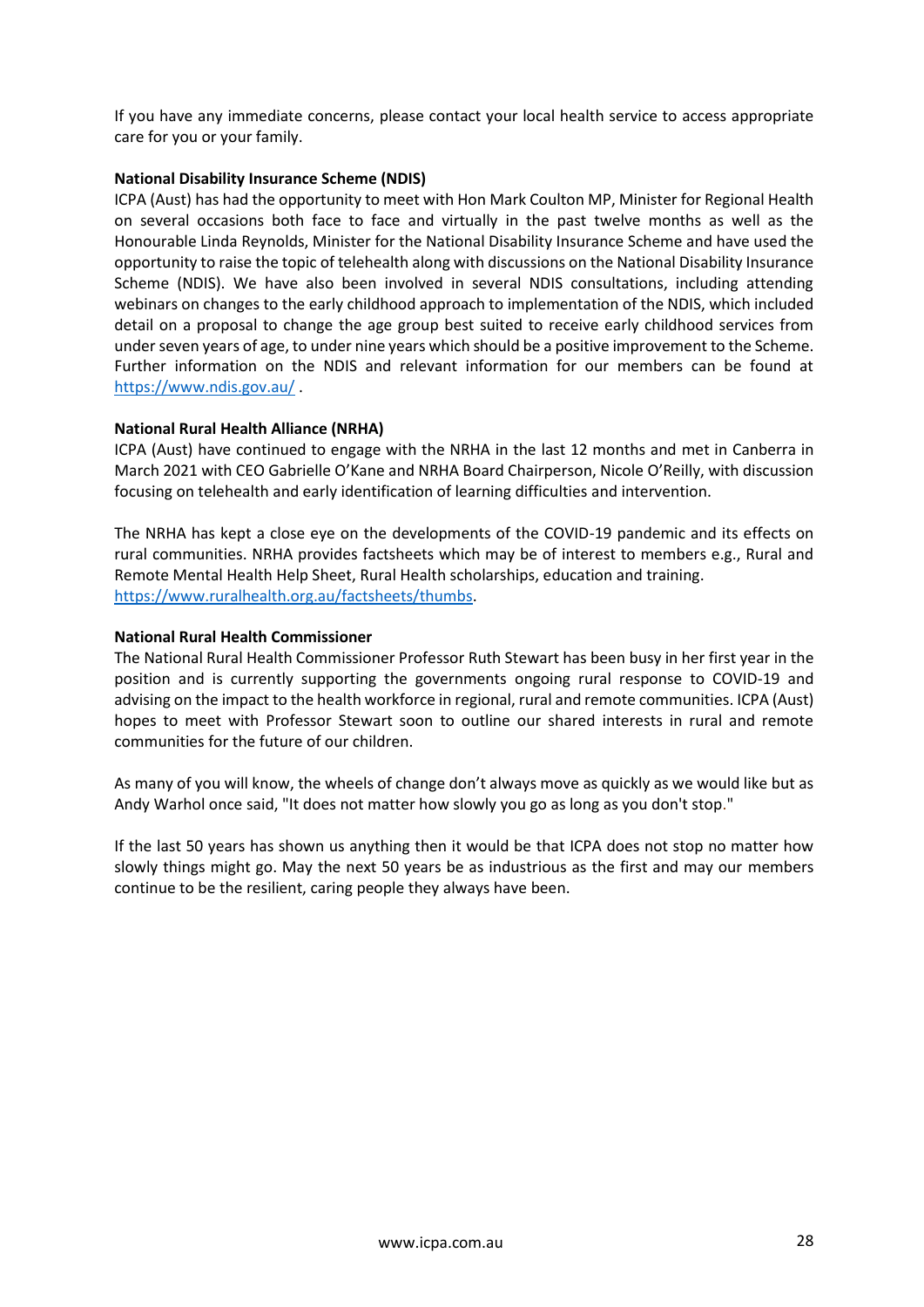If you have any immediate concerns, please contact your local health service to access appropriate care for you or your family.

**National Disability Insurance Scheme (NDIS)**

ICPA (Aust) has had the opportunity to meet with Hon Mark Coulton MP, Minister for Regional Health on several occasions both face to face and virtually in the past twelve months as well as the Honourable Linda Reynolds, Minister for the National Disability Insurance Scheme and have used the opportunity to raise the topic of telehealth along with discussions on the National Disability Insurance Scheme (NDIS). We have also been involved in several NDIS consultations, including attending webinars on changes to the early childhood approach to implementation of the NDIS, which included detail on a proposal to change the age group best suited to receive early childhood services from under seven years of age, to under nine years which should be a positive improvement to the Scheme. Further information on the NDIS and relevant information for our members can be found at https://www.ndis.gov.au/ .

**National Rural Health Alliance (NRHA)**

ICPA (Aust) have continued to engage with the NRHA in the last 12 months and met in Canberra in March 2021 with CEO Gabrielle O'Kane and NRHA Board Chairperson, Nicole O'Reilly, with discussion focusing on telehealth and early identification of learning difficulties and intervention.

The NRHA has kept a close eye on the developments of the COVID-19 pandemic and its effects on rural communities. NRHA provides factsheets which may be of interest to members e.g., Rural and Remote Mental Health Help Sheet, Rural Health scholarships, education and training. https://www.ruralhealth.org.au/factsheets/thumbs.

**National Rural Health Commissioner**

The National Rural Health Commissioner Professor Ruth Stewart has been busy in her first year in the position and is currently supporting the governments ongoing rural response to COVID-19 and advising on the impact to the health workforce in regional, rural and remote communities. ICPA (Aust) hopes to meet with Professor Stewart soon to outline our shared interests in rural and remote communities for the future of our children.

As many of you will know, the wheels of change don't always move as quickly as we would like but as Andy Warhol once said, "It does not matter how slowly you go as long as you don't stop."

If the last 50 years has shown us anything then it would be that ICPA does not stop no matter how slowly things might go. May the next 50 years be as industrious as the first and may our members continue to be the resilient, caring people they always have been.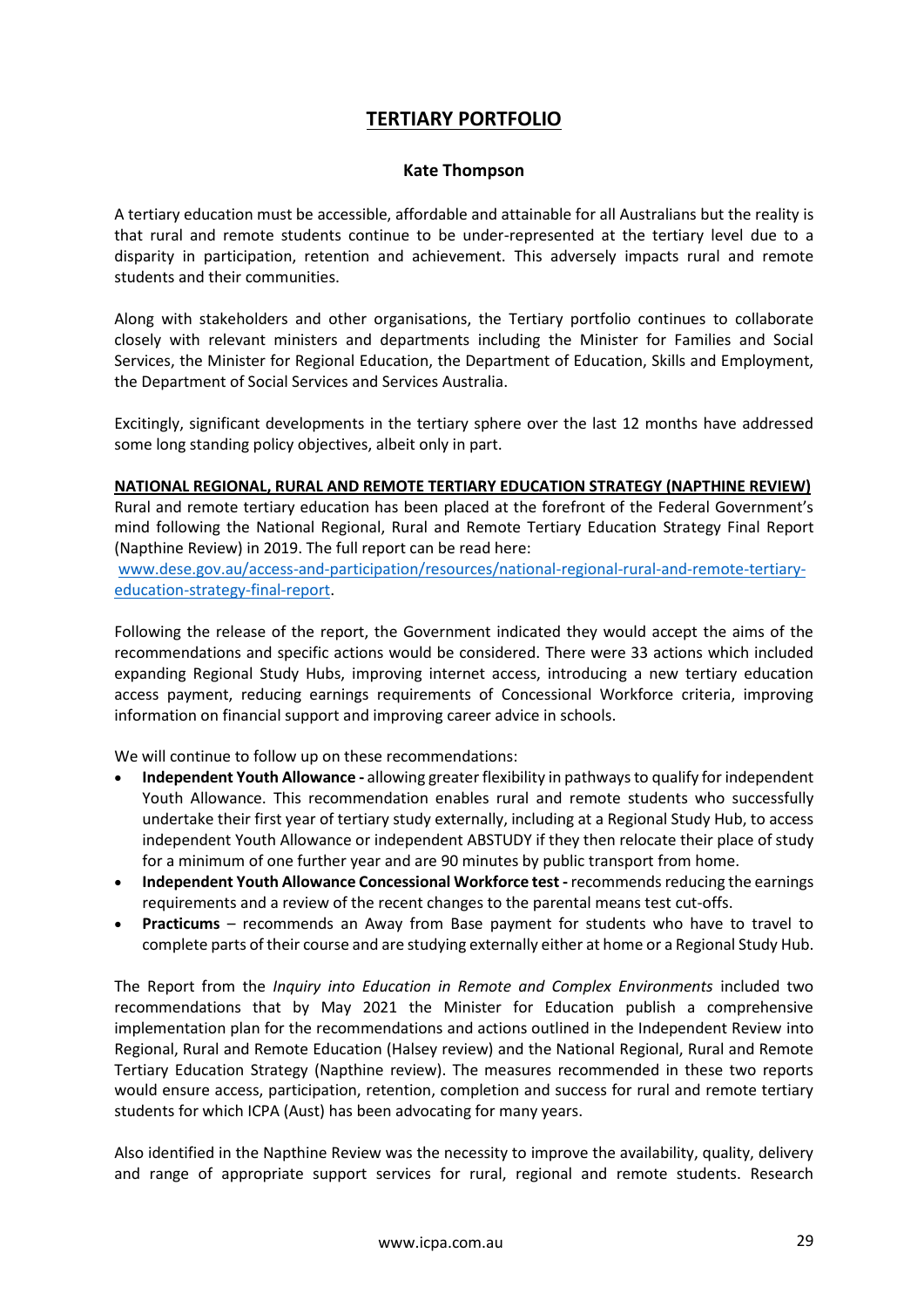# TERTIARY PORTFOLIO

**Kate Thompson**

A tertiary education must be accessible, affordable and attainable for all Australians but the reality is that rural and remote students continue to be under-represented at the tertiary level due to a disparity in participation, retention and achievement. This adversely impacts rural and remote students and their communities.

Along with stakeholders and other organisations, the Tertiary portfolio continues to collaborate closely with relevant ministers and departments including the Minister for Families and Social Services, the Minister for Regional Education, the Department of Education, Skills and Employment, the Department of Social Services and Services Australia.

Excitingly, significant developments in the tertiary sphere over the last 12 months have addressed some long standing policy objectives, albeit only in part.

**NATIONAL REGIONAL, RURAL AND REMOTE TERTIARY EDUCATION STRATEGY (NAPTHINE REVIEW)**

Rural and remote tertiary education has been placed at the forefront of the Federal Government's mind following the National Regional, Rural and Remote Tertiary Education Strategy Final Report (Napthine Review) in 2019. The full report can be read here: [www.dese.gov.au/access-and-participation/resources/national-regional-rural-and-remote-tertiary-education-strategy-final-report](www.dese.gov.au/access-and-participation/resources/national-regional-rural-and-remote-tertiary-education-strategy-final-report).

Following the release of the report, the Government indicated they would accept the aims of the recommendations and specific actions would be considered. There were 33 actions which included expanding Regional Study Hubs, improving internet access, introducing a new tertiary education access payment, reducing earnings requirements of Concessional Workforce criteria, improving information on financial support and improving career advice in schools.

We will continue to follow up on these recommendations:

- **Independent Youth Allowance -** allowing greater flexibility in pathways to qualify for independent Youth Allowance. This recommendation enables rural and remote students who successfully undertake their first year of tertiary study externally, including at a Regional Study Hub, to access independent Youth Allowance or independent ABSTUDY if they then relocate their place of study for a minimum of one further year and are 90 minutes by public transport from home.
- **Independent Youth Allowance Concessional Workforce test -** recommends reducing the earnings requirements and a review of the recent changes to the parental means test cut-offs.
- **Practicums** – recommends an Away from Base payment for students who have to travel to complete parts of their course and are studying externally either at home or a Regional Study Hub.

The Report from the *Inquiry into Education in Remote and Complex Environments* included two recommendations that by May 2021 the Minister for Education publish a comprehensive implementation plan for the recommendations and actions outlined in the Independent Review into Regional, Rural and Remote Education (Halsey review) and the National Regional, Rural and Remote Tertiary Education Strategy (Napthine review). The measures recommended in these two reports would ensure access, participation, retention, completion and success for rural and remote tertiary students for which ICPA (Aust) has been advocating for many years.

Also identified in the Napthine Review was the necessity to improve the availability, quality, delivery and range of appropriate support services for rural, regional and remote students. Research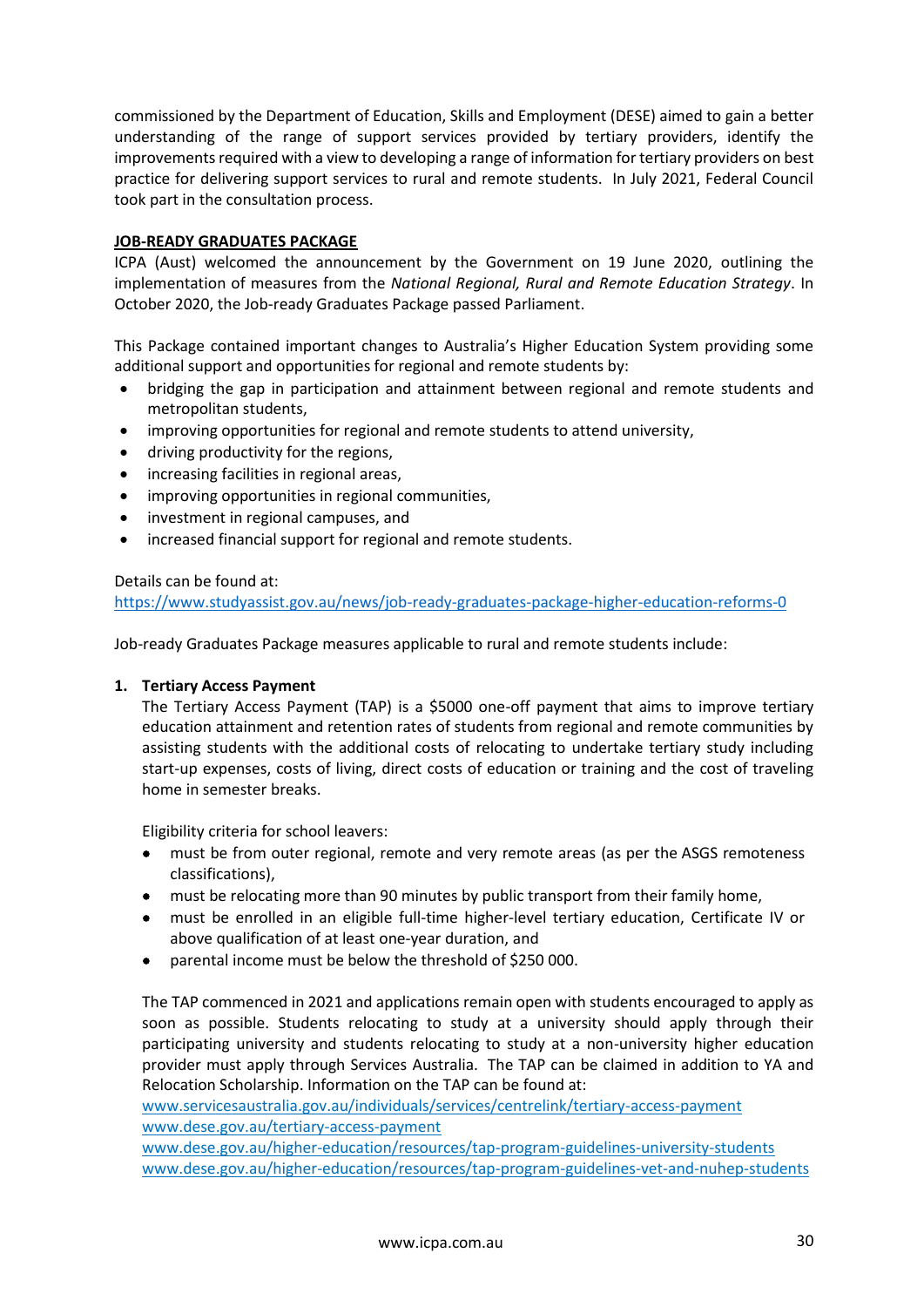commissioned by the Department of Education, Skills and Employment (DESE) aimed to gain a better understanding of the range of support services provided by tertiary providers, identify the improvements required with a view to developing a range of information for tertiary providers on best practice for delivering support services to rural and remote students. In July 2021, Federal Council took part in the consultation process.

## JOB-READY GRADUATES PACKAGE

ICPA (Aust) welcomed the announcement by the Government on 19 June 2020, outlining the implementation of measures from the *National Regional, Rural and Remote Education Strategy*. In October 2020, the Job-ready Graduates Package passed Parliament.

This Package contained important changes to Australia's Higher Education System providing some additional support and opportunities for regional and remote students by:

- bridging the gap in participation and attainment between regional and remote students and metropolitan students,
- improving opportunities for regional and remote students to attend university,
- driving productivity for the regions,
- increasing facilities in regional areas,
- improving opportunities in regional communities,
- investment in regional campuses, and
- increased financial support for regional and remote students.

Details can be found at:
https://www.studyassist.gov.au/news/job-ready-graduates-package-higher-education-reforms-0

Job-ready Graduates Package measures applicable to rural and remote students include:

1. **Tertiary Access Payment**

   The Tertiary Access Payment (TAP) is a $5000 one-off payment that aims to improve tertiary education attainment and retention rates of students from regional and remote communities by assisting students with the additional costs of relocating to undertake tertiary study including start-up expenses, costs of living, direct costs of education or training and the cost of traveling home in semester breaks.

   Eligibility criteria for school leavers:

   - must be from outer regional, remote and very remote areas (as per the ASGS remoteness classifications),
   - must be relocating more than 90 minutes by public transport from their family home,
   - must be enrolled in an eligible full-time higher-level tertiary education, Certificate IV or above qualification of at least one-year duration, and
   - parental income must be below the threshold of $250 000.

   The TAP commenced in 2021 and applications remain open with students encouraged to apply as soon as possible. Students relocating to study at a university should apply through their participating university and students relocating to study at a non-university higher education provider must apply through Services Australia. The TAP can be claimed in addition to YA and Relocation Scholarship. Information on the TAP can be found at:
   www.servicesaustralia.gov.au/individuals/services/centrelink/tertiary-access-payment
   www.dese.gov.au/tertiary-access-payment
   www.dese.gov.au/higher-education/resources/tap-program-guidelines-university-students
   www.dese.gov.au/higher-education/resources/tap-program-guidelines-vet-and-nuhep-students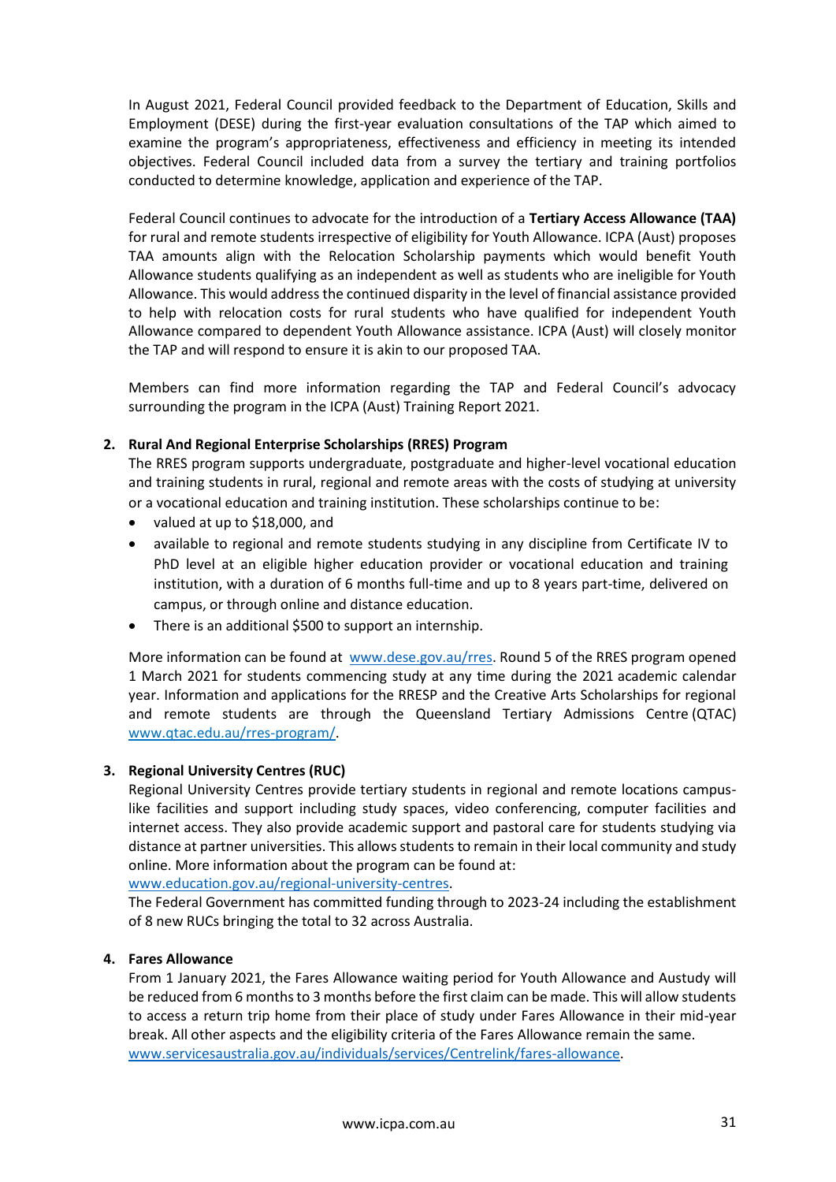In August 2021, Federal Council provided feedback to the Department of Education, Skills and Employment (DESE) during the first-year evaluation consultations of the TAP which aimed to examine the program's appropriateness, effectiveness and efficiency in meeting its intended objectives. Federal Council included data from a survey the tertiary and training portfolios conducted to determine knowledge, application and experience of the TAP.

Federal Council continues to advocate for the introduction of a **Tertiary Access Allowance (TAA)** for rural and remote students irrespective of eligibility for Youth Allowance. ICPA (Aust) proposes TAA amounts align with the Relocation Scholarship payments which would benefit Youth Allowance students qualifying as an independent as well as students who are ineligible for Youth Allowance. This would address the continued disparity in the level of financial assistance provided to help with relocation costs for rural students who have qualified for independent Youth Allowance compared to dependent Youth Allowance assistance. ICPA (Aust) will closely monitor the TAP and will respond to ensure it is akin to our proposed TAA.

Members can find more information regarding the TAP and Federal Council's advocacy surrounding the program in the ICPA (Aust) Training Report 2021.

2. **Rural And Regional Enterprise Scholarships (RRES) Program**

   The RRES program supports undergraduate, postgraduate and higher-level vocational education and training students in rural, regional and remote areas with the costs of studying at university or a vocational education and training institution. These scholarships continue to be:

   - valued at up to $18,000, and
   - available to regional and remote students studying in any discipline from Certificate IV to PhD level at an eligible higher education provider or vocational education and training institution, with a duration of 6 months full-time and up to 8 years part-time, delivered on campus, or through online and distance education.
   - There is an additional $500 to support an internship.

   More information can be found at www.dese.gov.au/rres. Round 5 of the RRES program opened 1 March 2021 for students commencing study at any time during the 2021 academic calendar year. Information and applications for the RRESP and the Creative Arts Scholarships for regional and remote students are through the Queensland Tertiary Admissions Centre (QTAC) www.qtac.edu.au/rres-program/.

3. **Regional University Centres (RUC)**

   Regional University Centres provide tertiary students in regional and remote locations campus-like facilities and support including study spaces, video conferencing, computer facilities and internet access. They also provide academic support and pastoral care for students studying via distance at partner universities. This allows students to remain in their local community and study online. More information about the program can be found at:
   www.education.gov.au/regional-university-centres.
   The Federal Government has committed funding through to 2023-24 including the establishment of 8 new RUCs bringing the total to 32 across Australia.

4. **Fares Allowance**

   From 1 January 2021, the Fares Allowance waiting period for Youth Allowance and Austudy will be reduced from 6 months to 3 months before the first claim can be made. This will allow students to access a return trip home from their place of study under Fares Allowance in their mid-year break. All other aspects and the eligibility criteria of the Fares Allowance remain the same.
   www.servicesaustralia.gov.au/individuals/services/Centrelink/fares-allowance.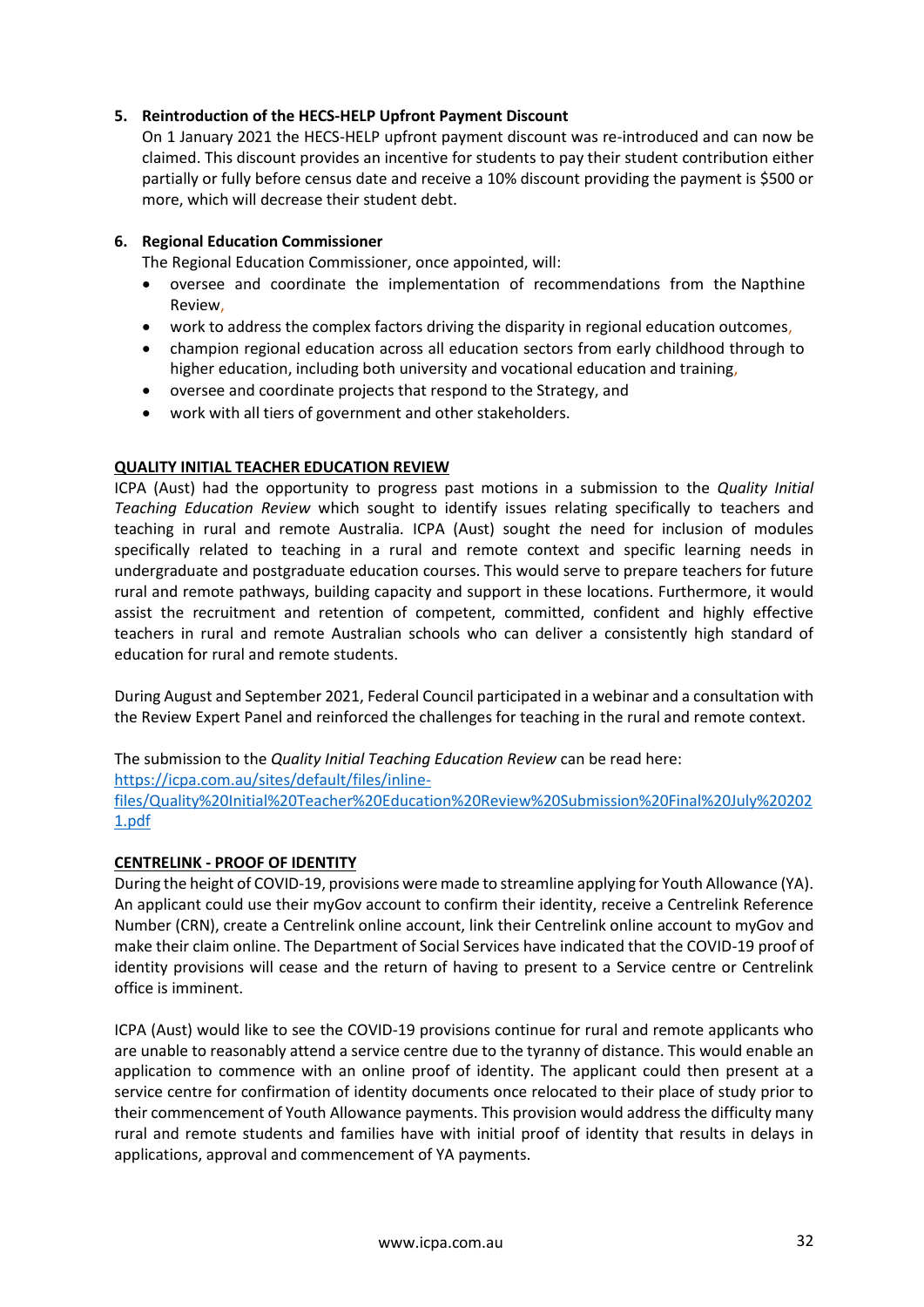**5. Reintroduction of the HECS-HELP Upfront Payment Discount**

On 1 January 2021 the HECS-HELP upfront payment discount was re-introduced and can now be claimed. This discount provides an incentive for students to pay their student contribution either partially or fully before census date and receive a 10% discount providing the payment is $500 or more, which will decrease their student debt.

**6. Regional Education Commissioner**

The Regional Education Commissioner, once appointed, will:

- oversee and coordinate the implementation of recommendations from the Napthine Review,
- work to address the complex factors driving the disparity in regional education outcomes,
- champion regional education across all education sectors from early childhood through to higher education, including both university and vocational education and training,
- oversee and coordinate projects that respond to the Strategy, and
- work with all tiers of government and other stakeholders.

**QUALITY INITIAL TEACHER EDUCATION REVIEW**

ICPA (Aust) had the opportunity to progress past motions in a submission to the *Quality Initial Teaching Education Review* which sought to identify issues relating specifically to teachers and teaching in rural and remote Australia. ICPA (Aust) sought the need for inclusion of modules specifically related to teaching in a rural and remote context and specific learning needs in undergraduate and postgraduate education courses. This would serve to prepare teachers for future rural and remote pathways, building capacity and support in these locations. Furthermore, it would assist the recruitment and retention of competent, committed, confident and highly effective teachers in rural and remote Australian schools who can deliver a consistently high standard of education for rural and remote students.

During August and September 2021, Federal Council participated in a webinar and a consultation with the Review Expert Panel and reinforced the challenges for teaching in the rural and remote context.

The submission to the *Quality Initial Teaching Education Review* can be read here:
https://icpa.com.au/sites/default/files/inline-files/Quality%20Initial%20Teacher%20Education%20Review%20Submission%20Final%20July%202021.pdf

**CENTRELINK - PROOF OF IDENTITY**

During the height of COVID-19, provisions were made to streamline applying for Youth Allowance (YA). An applicant could use their myGov account to confirm their identity, receive a Centrelink Reference Number (CRN), create a Centrelink online account, link their Centrelink online account to myGov and make their claim online. The Department of Social Services have indicated that the COVID-19 proof of identity provisions will cease and the return of having to present to a Service centre or Centrelink office is imminent.

ICPA (Aust) would like to see the COVID-19 provisions continue for rural and remote applicants who are unable to reasonably attend a service centre due to the tyranny of distance. This would enable an application to commence with an online proof of identity. The applicant could then present at a service centre for confirmation of identity documents once relocated to their place of study prior to their commencement of Youth Allowance payments. This provision would address the difficulty many rural and remote students and families have with initial proof of identity that results in delays in applications, approval and commencement of YA payments.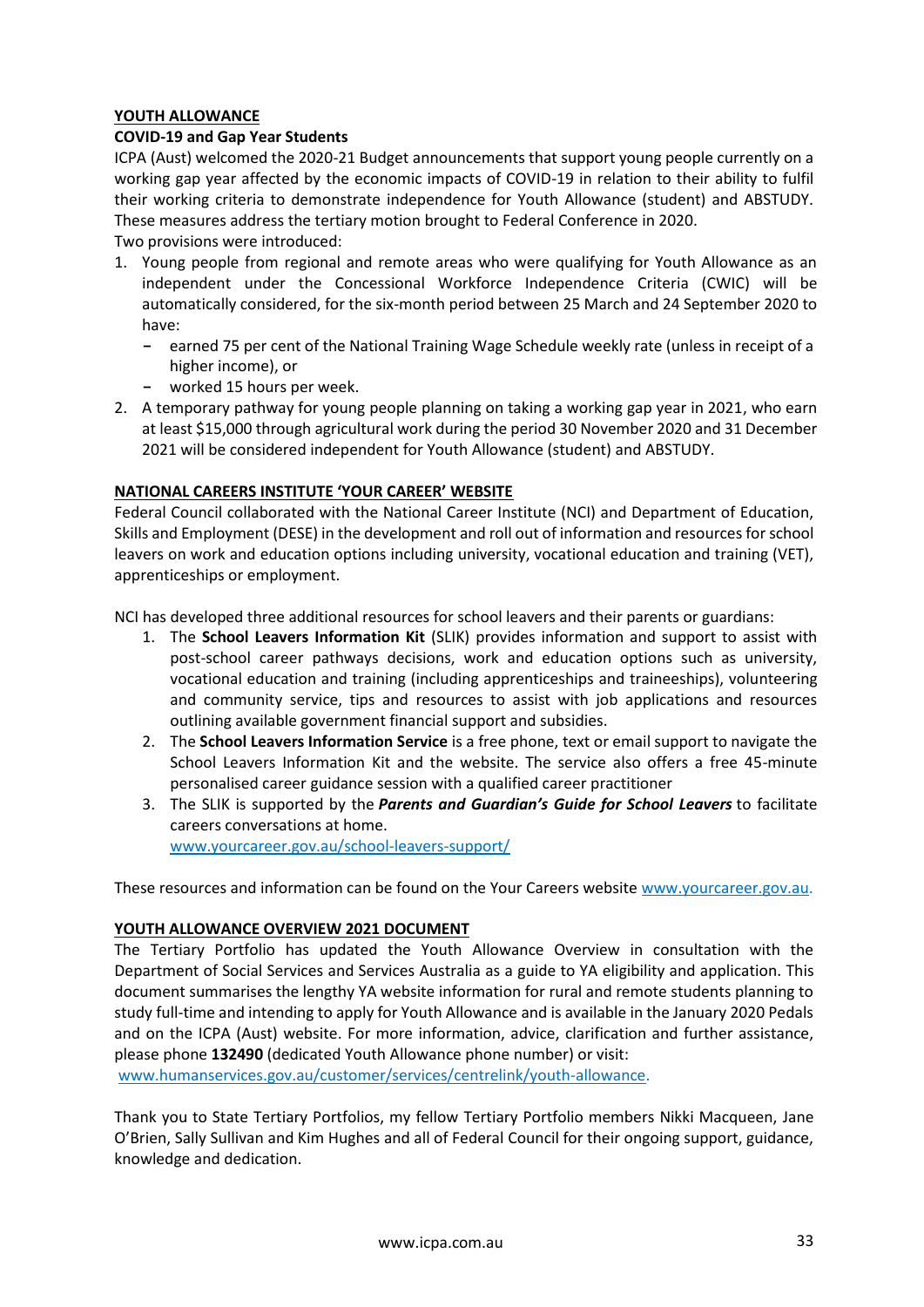## YOUTH ALLOWANCE

### COVID-19 and Gap Year Students

ICPA (Aust) welcomed the 2020-21 Budget announcements that support young people currently on a working gap year affected by the economic impacts of COVID-19 in relation to their ability to fulfil their working criteria to demonstrate independence for Youth Allowance (student) and ABSTUDY. These measures address the tertiary motion brought to Federal Conference in 2020.

Two provisions were introduced:

1. Young people from regional and remote areas who were qualifying for Youth Allowance as an independent under the Concessional Workforce Independence Criteria (CWIC) will be automatically considered, for the six-month period between 25 March and 24 September 2020 to have:
   - earned 75 per cent of the National Training Wage Schedule weekly rate (unless in receipt of a higher income), or
   - worked 15 hours per week.
2. A temporary pathway for young people planning on taking a working gap year in 2021, who earn at least $15,000 through agricultural work during the period 30 November 2020 and 31 December 2021 will be considered independent for Youth Allowance (student) and ABSTUDY.

## NATIONAL CAREERS INSTITUTE 'YOUR CAREER' WEBSITE

Federal Council collaborated with the National Career Institute (NCI) and Department of Education, Skills and Employment (DESE) in the development and roll out of information and resources for school leavers on work and education options including university, vocational education and training (VET), apprenticeships or employment.

NCI has developed three additional resources for school leavers and their parents or guardians:

1. The **School Leavers Information Kit** (SLIK) provides information and support to assist with post-school career pathways decisions, work and education options such as university, vocational education and training (including apprenticeships and traineeships), volunteering and community service, tips and resources to assist with job applications and resources outlining available government financial support and subsidies.
2. The **School Leavers Information Service** is a free phone, text or email support to navigate the School Leavers Information Kit and the website. The service also offers a free 45-minute personalised career guidance session with a qualified career practitioner
3. The SLIK is supported by the ***Parents and Guardian's Guide for School Leavers*** to facilitate careers conversations at home.
   www.yourcareer.gov.au/school-leavers-support/

These resources and information can be found on the Your Careers website www.yourcareer.gov.au.

## YOUTH ALLOWANCE OVERVIEW 2021 DOCUMENT

The Tertiary Portfolio has updated the Youth Allowance Overview in consultation with the Department of Social Services and Services Australia as a guide to YA eligibility and application. This document summarises the lengthy YA website information for rural and remote students planning to study full-time and intending to apply for Youth Allowance and is available in the January 2020 Pedals and on the ICPA (Aust) website. For more information, advice, clarification and further assistance, please phone **132490** (dedicated Youth Allowance phone number) or visit:
www.humanservices.gov.au/customer/services/centrelink/youth-allowance.

Thank you to State Tertiary Portfolios, my fellow Tertiary Portfolio members Nikki Macqueen, Jane O'Brien, Sally Sullivan and Kim Hughes and all of Federal Council for their ongoing support, guidance, knowledge and dedication.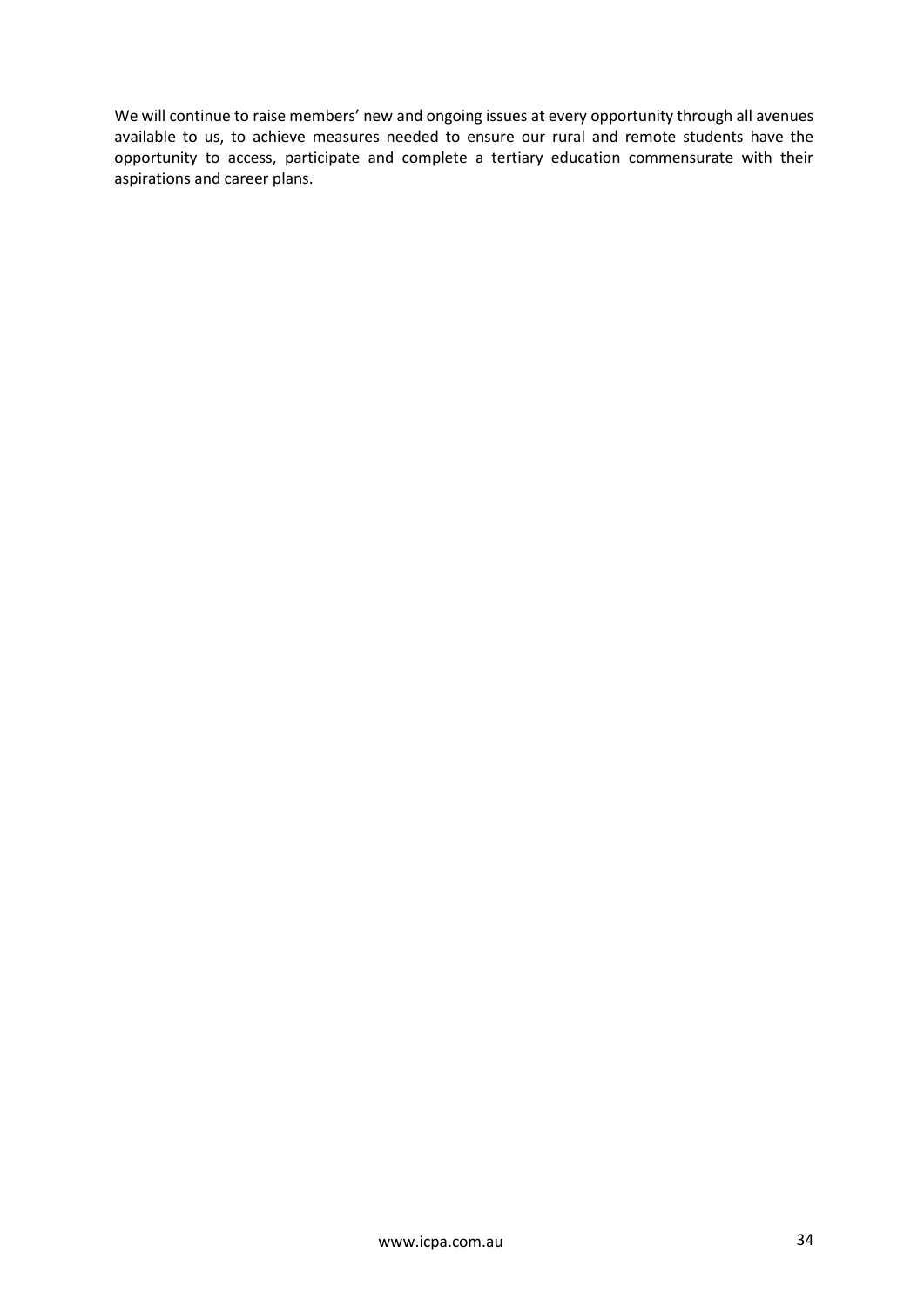We will continue to raise members' new and ongoing issues at every opportunity through all avenues available to us, to achieve measures needed to ensure our rural and remote students have the opportunity to access, participate and complete a tertiary education commensurate with their aspirations and career plans.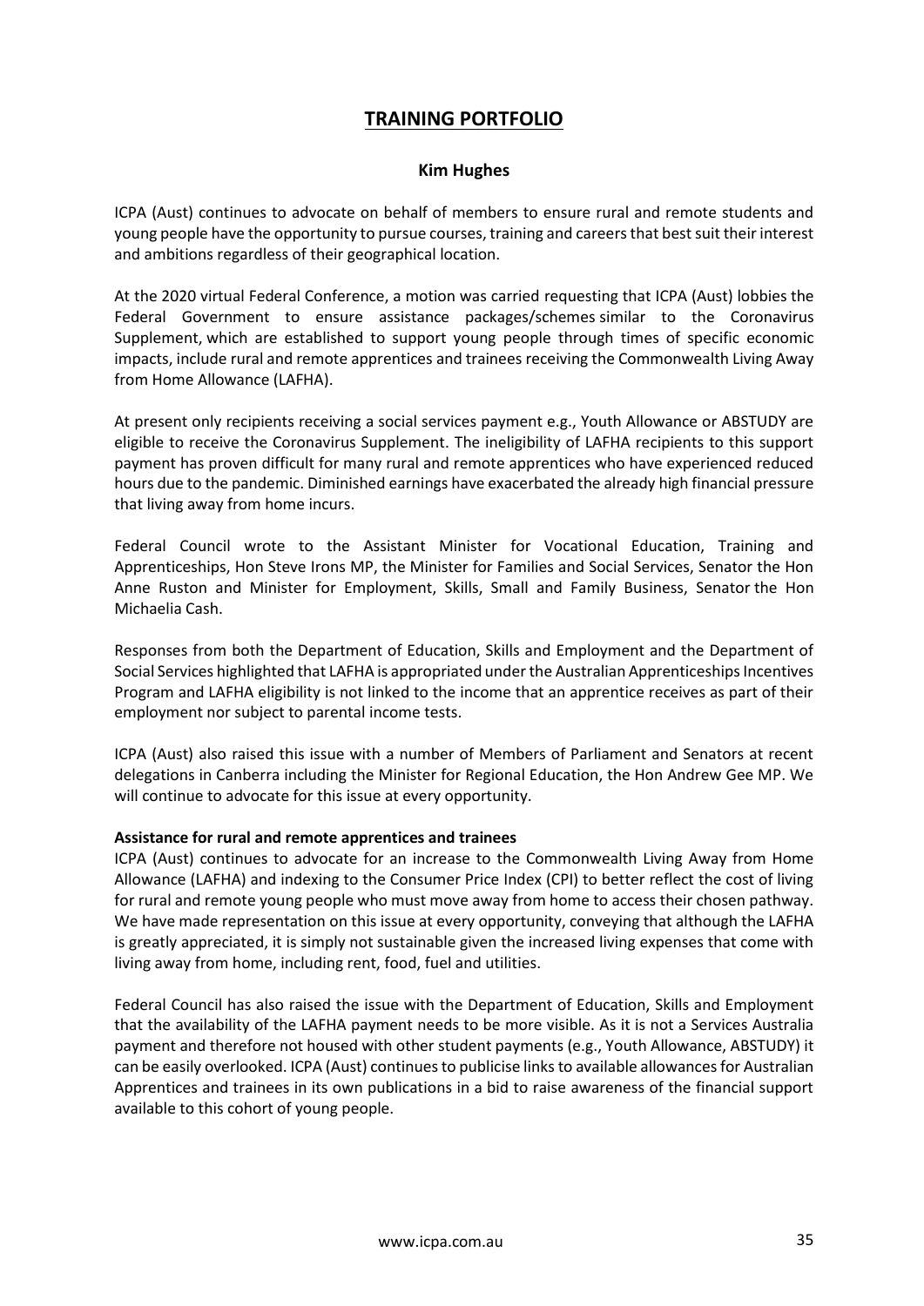# TRAINING PORTFOLIO

**Kim Hughes**

ICPA (Aust) continues to advocate on behalf of members to ensure rural and remote students and young people have the opportunity to pursue courses, training and careers that best suit their interest and ambitions regardless of their geographical location.

At the 2020 virtual Federal Conference, a motion was carried requesting that ICPA (Aust) lobbies the Federal Government to ensure assistance packages/schemes similar to the Coronavirus Supplement, which are established to support young people through times of specific economic impacts, include rural and remote apprentices and trainees receiving the Commonwealth Living Away from Home Allowance (LAFHA).

At present only recipients receiving a social services payment e.g., Youth Allowance or ABSTUDY are eligible to receive the Coronavirus Supplement. The ineligibility of LAFHA recipients to this support payment has proven difficult for many rural and remote apprentices who have experienced reduced hours due to the pandemic. Diminished earnings have exacerbated the already high financial pressure that living away from home incurs.

Federal Council wrote to the Assistant Minister for Vocational Education, Training and Apprenticeships, Hon Steve Irons MP, the Minister for Families and Social Services, Senator the Hon Anne Ruston and Minister for Employment, Skills, Small and Family Business, Senator the Hon Michaelia Cash.

Responses from both the Department of Education, Skills and Employment and the Department of Social Services highlighted that LAFHA is appropriated under the Australian Apprenticeships Incentives Program and LAFHA eligibility is not linked to the income that an apprentice receives as part of their employment nor subject to parental income tests.

ICPA (Aust) also raised this issue with a number of Members of Parliament and Senators at recent delegations in Canberra including the Minister for Regional Education, the Hon Andrew Gee MP. We will continue to advocate for this issue at every opportunity.

**Assistance for rural and remote apprentices and trainees**

ICPA (Aust) continues to advocate for an increase to the Commonwealth Living Away from Home Allowance (LAFHA) and indexing to the Consumer Price Index (CPI) to better reflect the cost of living for rural and remote young people who must move away from home to access their chosen pathway. We have made representation on this issue at every opportunity, conveying that although the LAFHA is greatly appreciated, it is simply not sustainable given the increased living expenses that come with living away from home, including rent, food, fuel and utilities.

Federal Council has also raised the issue with the Department of Education, Skills and Employment that the availability of the LAFHA payment needs to be more visible. As it is not a Services Australia payment and therefore not housed with other student payments (e.g., Youth Allowance, ABSTUDY) it can be easily overlooked. ICPA (Aust) continues to publicise links to available allowances for Australian Apprentices and trainees in its own publications in a bid to raise awareness of the financial support available to this cohort of young people.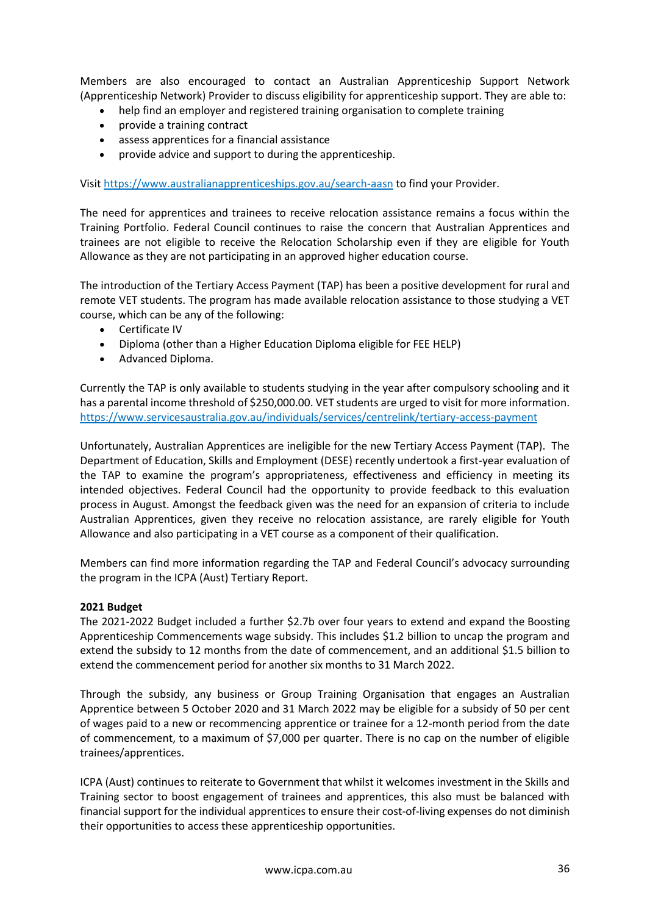Members are also encouraged to contact an Australian Apprenticeship Support Network (Apprenticeship Network) Provider to discuss eligibility for apprenticeship support. They are able to:

- help find an employer and registered training organisation to complete training
- provide a training contract
- assess apprentices for a financial assistance
- provide advice and support to during the apprenticeship.

Visit https://www.australianapprenticeships.gov.au/search-aasn to find your Provider.

The need for apprentices and trainees to receive relocation assistance remains a focus within the Training Portfolio. Federal Council continues to raise the concern that Australian Apprentices and trainees are not eligible to receive the Relocation Scholarship even if they are eligible for Youth Allowance as they are not participating in an approved higher education course.

The introduction of the Tertiary Access Payment (TAP) has been a positive development for rural and remote VET students. The program has made available relocation assistance to those studying a VET course, which can be any of the following:

- Certificate IV
- Diploma (other than a Higher Education Diploma eligible for FEE HELP)
- Advanced Diploma.

Currently the TAP is only available to students studying in the year after compulsory schooling and it has a parental income threshold of $250,000.00. VET students are urged to visit for more information. https://www.servicesaustralia.gov.au/individuals/services/centrelink/tertiary-access-payment

Unfortunately, Australian Apprentices are ineligible for the new Tertiary Access Payment (TAP). The Department of Education, Skills and Employment (DESE) recently undertook a first-year evaluation of the TAP to examine the program's appropriateness, effectiveness and efficiency in meeting its intended objectives. Federal Council had the opportunity to provide feedback to this evaluation process in August. Amongst the feedback given was the need for an expansion of criteria to include Australian Apprentices, given they receive no relocation assistance, are rarely eligible for Youth Allowance and also participating in a VET course as a component of their qualification.

Members can find more information regarding the TAP and Federal Council's advocacy surrounding the program in the ICPA (Aust) Tertiary Report.

**2021 Budget**

The 2021-2022 Budget included a further $2.7b over four years to extend and expand the Boosting Apprenticeship Commencements wage subsidy. This includes $1.2 billion to uncap the program and extend the subsidy to 12 months from the date of commencement, and an additional $1.5 billion to extend the commencement period for another six months to 31 March 2022.

Through the subsidy, any business or Group Training Organisation that engages an Australian Apprentice between 5 October 2020 and 31 March 2022 may be eligible for a subsidy of 50 per cent of wages paid to a new or recommencing apprentice or trainee for a 12-month period from the date of commencement, to a maximum of $7,000 per quarter. There is no cap on the number of eligible trainees/apprentices.

ICPA (Aust) continues to reiterate to Government that whilst it welcomes investment in the Skills and Training sector to boost engagement of trainees and apprentices, this also must be balanced with financial support for the individual apprentices to ensure their cost-of-living expenses do not diminish their opportunities to access these apprenticeship opportunities.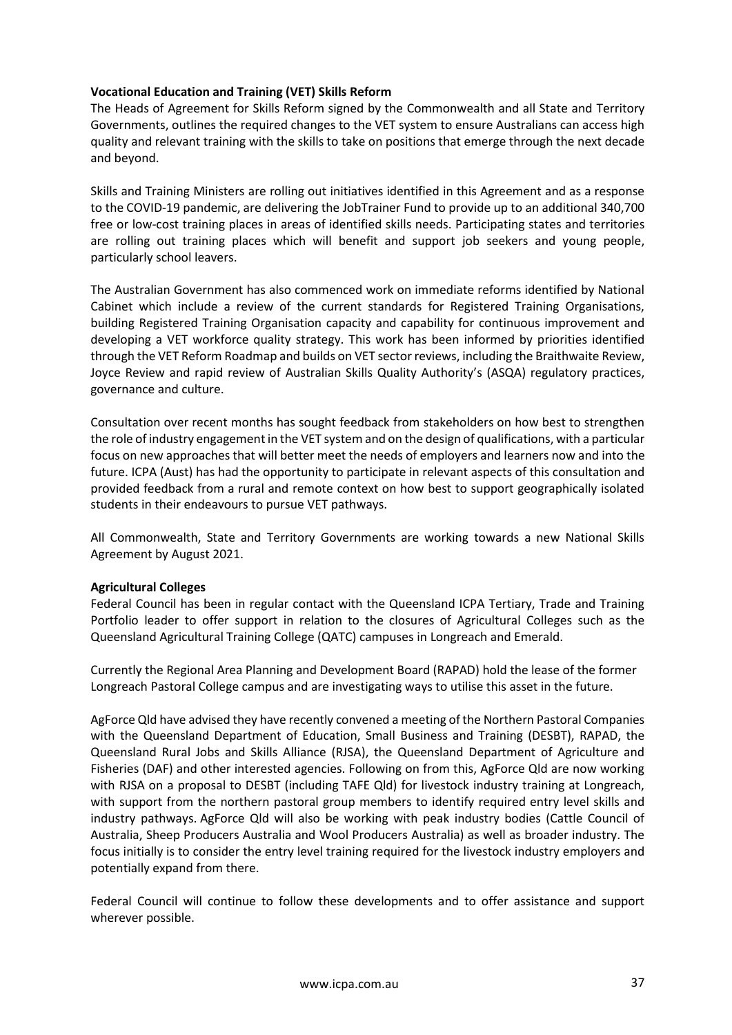**Vocational Education and Training (VET) Skills Reform**

The Heads of Agreement for Skills Reform signed by the Commonwealth and all State and Territory Governments, outlines the required changes to the VET system to ensure Australians can access high quality and relevant training with the skills to take on positions that emerge through the next decade and beyond.

Skills and Training Ministers are rolling out initiatives identified in this Agreement and as a response to the COVID-19 pandemic, are delivering the JobTrainer Fund to provide up to an additional 340,700 free or low-cost training places in areas of identified skills needs. Participating states and territories are rolling out training places which will benefit and support job seekers and young people, particularly school leavers.

The Australian Government has also commenced work on immediate reforms identified by National Cabinet which include a review of the current standards for Registered Training Organisations, building Registered Training Organisation capacity and capability for continuous improvement and developing a VET workforce quality strategy. This work has been informed by priorities identified through the VET Reform Roadmap and builds on VET sector reviews, including the Braithwaite Review, Joyce Review and rapid review of Australian Skills Quality Authority's (ASQA) regulatory practices, governance and culture.

Consultation over recent months has sought feedback from stakeholders on how best to strengthen the role of industry engagement in the VET system and on the design of qualifications, with a particular focus on new approaches that will better meet the needs of employers and learners now and into the future. ICPA (Aust) has had the opportunity to participate in relevant aspects of this consultation and provided feedback from a rural and remote context on how best to support geographically isolated students in their endeavours to pursue VET pathways.

All Commonwealth, State and Territory Governments are working towards a new National Skills Agreement by August 2021.

**Agricultural Colleges**

Federal Council has been in regular contact with the Queensland ICPA Tertiary, Trade and Training Portfolio leader to offer support in relation to the closures of Agricultural Colleges such as the Queensland Agricultural Training College (QATC) campuses in Longreach and Emerald.

Currently the Regional Area Planning and Development Board (RAPAD) hold the lease of the former Longreach Pastoral College campus and are investigating ways to utilise this asset in the future.

AgForce Qld have advised they have recently convened a meeting of the Northern Pastoral Companies with the Queensland Department of Education, Small Business and Training (DESBT), RAPAD, the Queensland Rural Jobs and Skills Alliance (RJSA), the Queensland Department of Agriculture and Fisheries (DAF) and other interested agencies. Following on from this, AgForce Qld are now working with RJSA on a proposal to DESBT (including TAFE Qld) for livestock industry training at Longreach, with support from the northern pastoral group members to identify required entry level skills and industry pathways. AgForce Qld will also be working with peak industry bodies (Cattle Council of Australia, Sheep Producers Australia and Wool Producers Australia) as well as broader industry. The focus initially is to consider the entry level training required for the livestock industry employers and potentially expand from there.

Federal Council will continue to follow these developments and to offer assistance and support wherever possible.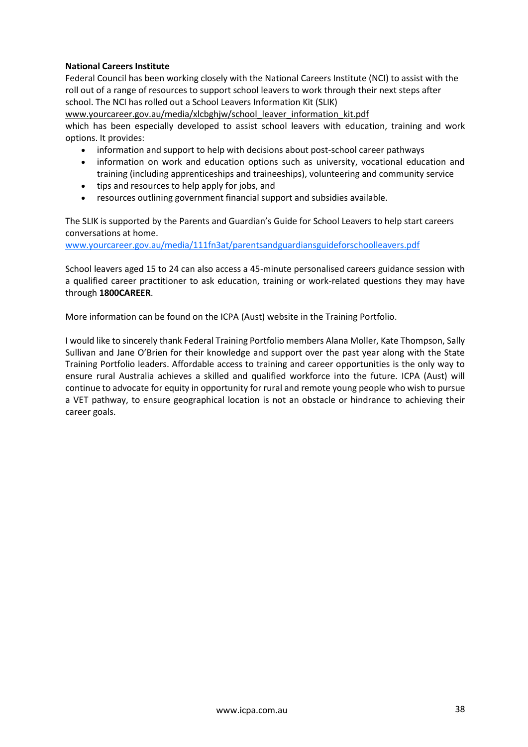**National Careers Institute**

Federal Council has been working closely with the National Careers Institute (NCI) to assist with the roll out of a range of resources to support school leavers to work through their next steps after school. The NCI has rolled out a School Leavers Information Kit (SLIK) www.yourcareer.gov.au/media/xlcbghjw/school_leaver_information_kit.pdf which has been especially developed to assist school leavers with education, training and work options. It provides:

- information and support to help with decisions about post-school career pathways
- information on work and education options such as university, vocational education and training (including apprenticeships and traineeships), volunteering and community service
- tips and resources to help apply for jobs, and
- resources outlining government financial support and subsidies available.

The SLIK is supported by the Parents and Guardian's Guide for School Leavers to help start careers conversations at home.
www.yourcareer.gov.au/media/111fn3at/parentsandguardiansguideforschoolleavers.pdf

School leavers aged 15 to 24 can also access a 45-minute personalised careers guidance session with a qualified career practitioner to ask education, training or work-related questions they may have through **1800CAREER**.

More information can be found on the ICPA (Aust) website in the Training Portfolio.

I would like to sincerely thank Federal Training Portfolio members Alana Moller, Kate Thompson, Sally Sullivan and Jane O'Brien for their knowledge and support over the past year along with the State Training Portfolio leaders. Affordable access to training and career opportunities is the only way to ensure rural Australia achieves a skilled and qualified workforce into the future. ICPA (Aust) will continue to advocate for equity in opportunity for rural and remote young people who wish to pursue a VET pathway, to ensure geographical location is not an obstacle or hindrance to achieving their career goals.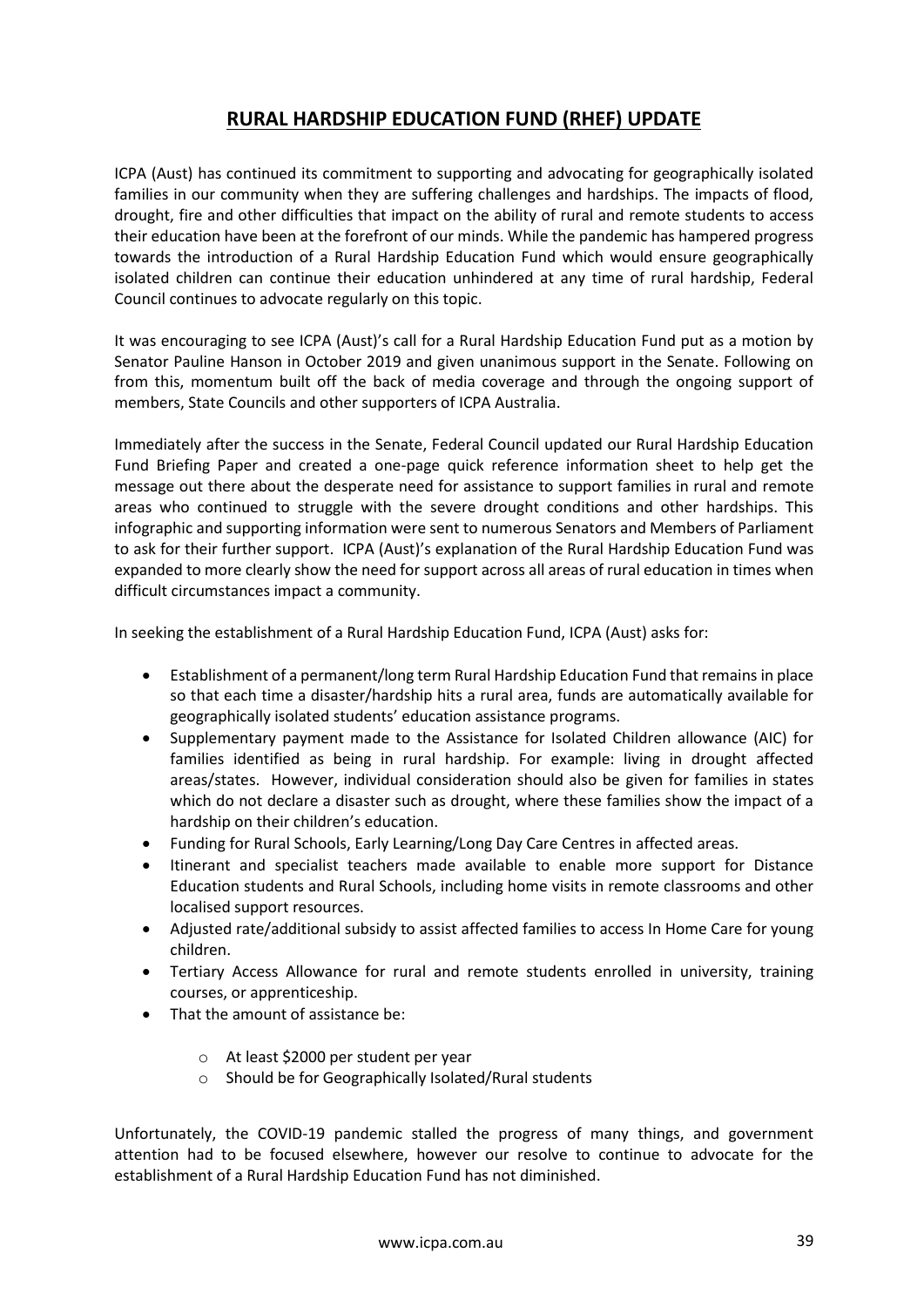## RURAL HARDSHIP EDUCATION FUND (RHEF) UPDATE

ICPA (Aust) has continued its commitment to supporting and advocating for geographically isolated families in our community when they are suffering challenges and hardships. The impacts of flood, drought, fire and other difficulties that impact on the ability of rural and remote students to access their education have been at the forefront of our minds. While the pandemic has hampered progress towards the introduction of a Rural Hardship Education Fund which would ensure geographically isolated children can continue their education unhindered at any time of rural hardship, Federal Council continues to advocate regularly on this topic.

It was encouraging to see ICPA (Aust)'s call for a Rural Hardship Education Fund put as a motion by Senator Pauline Hanson in October 2019 and given unanimous support in the Senate. Following on from this, momentum built off the back of media coverage and through the ongoing support of members, State Councils and other supporters of ICPA Australia.

Immediately after the success in the Senate, Federal Council updated our Rural Hardship Education Fund Briefing Paper and created a one-page quick reference information sheet to help get the message out there about the desperate need for assistance to support families in rural and remote areas who continued to struggle with the severe drought conditions and other hardships. This infographic and supporting information were sent to numerous Senators and Members of Parliament to ask for their further support. ICPA (Aust)'s explanation of the Rural Hardship Education Fund was expanded to more clearly show the need for support across all areas of rural education in times when difficult circumstances impact a community.

In seeking the establishment of a Rural Hardship Education Fund, ICPA (Aust) asks for:

- Establishment of a permanent/long term Rural Hardship Education Fund that remains in place so that each time a disaster/hardship hits a rural area, funds are automatically available for geographically isolated students' education assistance programs.
- Supplementary payment made to the Assistance for Isolated Children allowance (AIC) for families identified as being in rural hardship. For example: living in drought affected areas/states. However, individual consideration should also be given for families in states which do not declare a disaster such as drought, where these families show the impact of a hardship on their children's education.
- Funding for Rural Schools, Early Learning/Long Day Care Centres in affected areas.
- Itinerant and specialist teachers made available to enable more support for Distance Education students and Rural Schools, including home visits in remote classrooms and other localised support resources.
- Adjusted rate/additional subsidy to assist affected families to access In Home Care for young children.
- Tertiary Access Allowance for rural and remote students enrolled in university, training courses, or apprenticeship.
- That the amount of assistance be:
  - At least $2000 per student per year
  - Should be for Geographically Isolated/Rural students

Unfortunately, the COVID-19 pandemic stalled the progress of many things, and government attention had to be focused elsewhere, however our resolve to continue to advocate for the establishment of a Rural Hardship Education Fund has not diminished.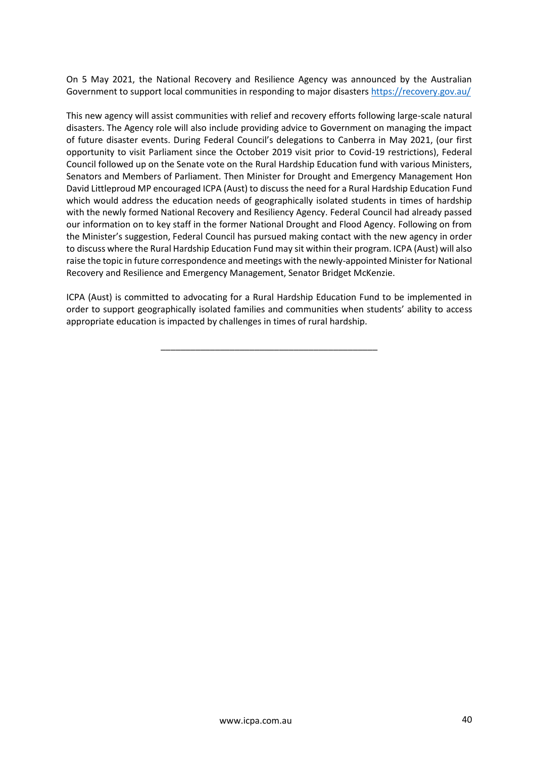On 5 May 2021, the National Recovery and Resilience Agency was announced by the Australian Government to support local communities in responding to major disasters https://recovery.gov.au/

This new agency will assist communities with relief and recovery efforts following large-scale natural disasters. The Agency role will also include providing advice to Government on managing the impact of future disaster events. During Federal Council's delegations to Canberra in May 2021, (our first opportunity to visit Parliament since the October 2019 visit prior to Covid-19 restrictions), Federal Council followed up on the Senate vote on the Rural Hardship Education fund with various Ministers, Senators and Members of Parliament. Then Minister for Drought and Emergency Management Hon David Littleproud MP encouraged ICPA (Aust) to discuss the need for a Rural Hardship Education Fund which would address the education needs of geographically isolated students in times of hardship with the newly formed National Recovery and Resiliency Agency. Federal Council had already passed our information on to key staff in the former National Drought and Flood Agency. Following on from the Minister's suggestion, Federal Council has pursued making contact with the new agency in order to discuss where the Rural Hardship Education Fund may sit within their program. ICPA (Aust) will also raise the topic in future correspondence and meetings with the newly-appointed Minister for National Recovery and Resilience and Emergency Management, Senator Bridget McKenzie.

ICPA (Aust) is committed to advocating for a Rural Hardship Education Fund to be implemented in order to support geographically isolated families and communities when students' ability to access appropriate education is impacted by challenges in times of rural hardship.

---